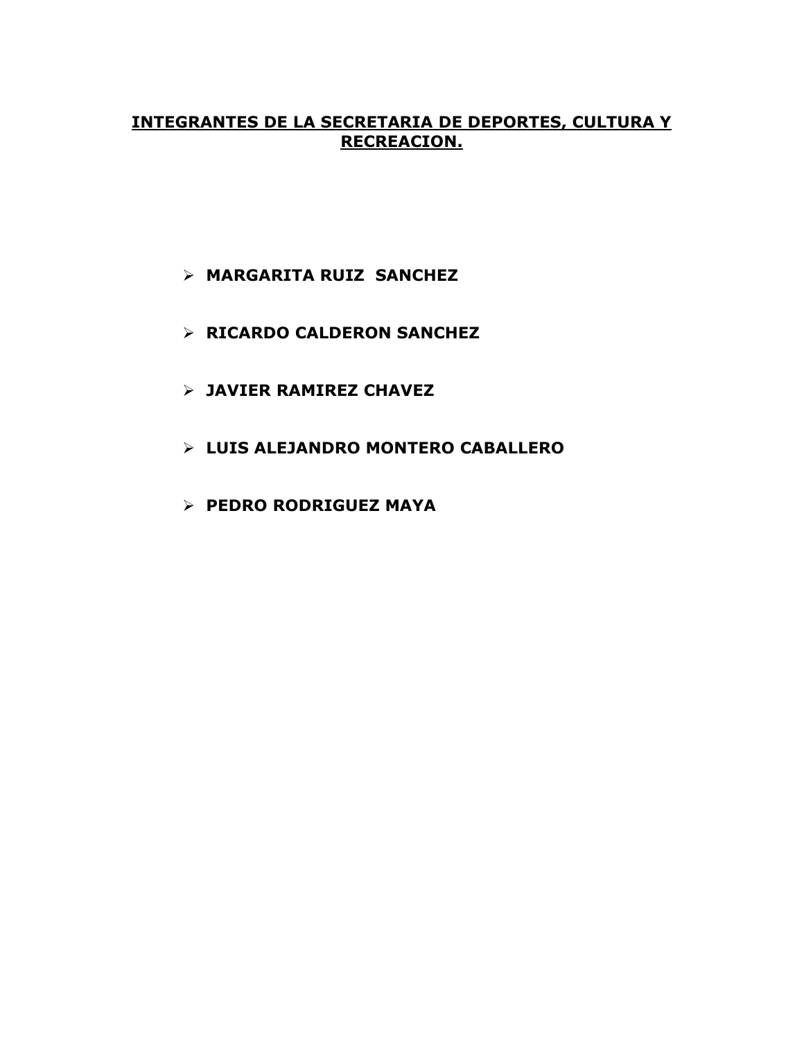# INTEGRANTES DE LA SECRETARIA DE DEPORTES, CULTURA Y RECREACION.

- **MARGARITA RUIZ SANCHEZ**
- **RICARDO CALDERON SANCHEZ**
- **JAVIER RAMIREZ CHAVEZ**
- **LUIS ALEJANDRO MONTERO CABALLERO**
- **PEDRO RODRIGUEZ MAYA**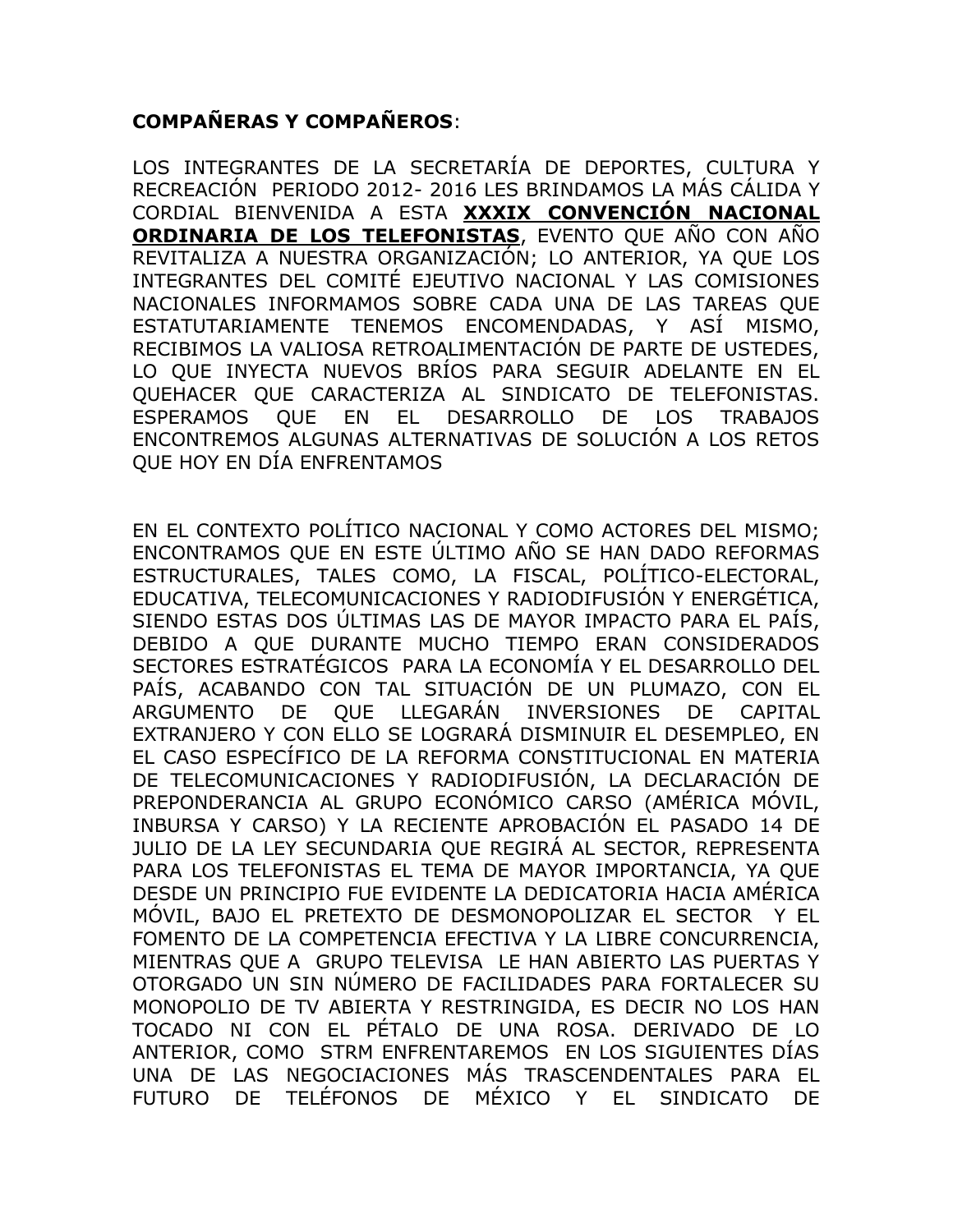**COMPAÑERAS Y COMPAÑEROS**:

LOS INTEGRANTES DE LA SECRETARÍA DE DEPORTES, CULTURA Y RECREACIÓN PERIODO 2012- 2016 LES BRINDAMOS LA MÁS CÁLIDA Y CORDIAL BIENVENIDA A ESTA **XXXIX CONVENCIÓN NACIONAL ORDINARIA DE LOS TELEFONISTAS**, EVENTO QUE AÑO CON AÑO REVITALIZA A NUESTRA ORGANIZACIÓN; LO ANTERIOR, YA QUE LOS INTEGRANTES DEL COMITÉ EJEUTIVO NACIONAL Y LAS COMISIONES NACIONALES INFORMAMOS SOBRE CADA UNA DE LAS TAREAS QUE ESTATUTARIAMENTE TENEMOS ENCOMENDADAS, Y ASÍ MISMO, RECIBIMOS LA VALIOSA RETROALIMENTACIÓN DE PARTE DE USTEDES, LO QUE INYECTA NUEVOS BRÍOS PARA SEGUIR ADELANTE EN EL QUEHACER QUE CARACTERIZA AL SINDICATO DE TELEFONISTAS. ESPERAMOS QUE EN EL DESARROLLO DE LOS TRABAJOS ENCONTREMOS ALGUNAS ALTERNATIVAS DE SOLUCIÓN A LOS RETOS QUE HOY EN DÍA ENFRENTAMOS

EN EL CONTEXTO POLÍTICO NACIONAL Y COMO ACTORES DEL MISMO; ENCONTRAMOS QUE EN ESTE ÚLTIMO AÑO SE HAN DADO REFORMAS ESTRUCTURALES, TALES COMO, LA FISCAL, POLÍTICO-ELECTORAL, EDUCATIVA, TELECOMUNICACIONES Y RADIODIFUSIÓN Y ENERGÉTICA, SIENDO ESTAS DOS ÚLTIMAS LAS DE MAYOR IMPACTO PARA EL PAÍS, DEBIDO A QUE DURANTE MUCHO TIEMPO ERAN CONSIDERADOS SECTORES ESTRATÉGICOS PARA LA ECONOMÍA Y EL DESARROLLO DEL PAÍS, ACABANDO CON TAL SITUACIÓN DE UN PLUMAZO, CON EL ARGUMENTO DE QUE LLEGARÁN INVERSIONES DE CAPITAL EXTRANJERO Y CON ELLO SE LOGRARÁ DISMINUIR EL DESEMPLEO, EN EL CASO ESPECÍFICO DE LA REFORMA CONSTITUCIONAL EN MATERIA DE TELECOMUNICACIONES Y RADIODIFUSIÓN, LA DECLARACIÓN DE PREPONDERANCIA AL GRUPO ECONÓMICO CARSO (AMÉRICA MÓVIL, INBURSA Y CARSO) Y LA RECIENTE APROBACIÓN EL PASADO 14 DE JULIO DE LA LEY SECUNDARIA QUE REGIRÁ AL SECTOR, REPRESENTA PARA LOS TELEFONISTAS EL TEMA DE MAYOR IMPORTANCIA, YA QUE DESDE UN PRINCIPIO FUE EVIDENTE LA DEDICATORIA HACIA AMÉRICA MÓVIL, BAJO EL PRETEXTO DE DESMONOPOLIZAR EL SECTOR Y EL FOMENTO DE LA COMPETENCIA EFECTIVA Y LA LIBRE CONCURRENCIA, MIENTRAS QUE A GRUPO TELEVISA LE HAN ABIERTO LAS PUERTAS Y OTORGADO UN SIN NÚMERO DE FACILIDADES PARA FORTALECER SU MONOPOLIO DE TV ABIERTA Y RESTRINGIDA, ES DECIR NO LOS HAN TOCADO NI CON EL PÉTALO DE UNA ROSA. DERIVADO DE LO ANTERIOR, COMO STRM ENFRENTAREMOS EN LOS SIGUIENTES DÍAS UNA DE LAS NEGOCIACIONES MÁS TRASCENDENTALES PARA EL FUTURO DE TELÉFONOS DE MÉXICO Y EL SINDICATO DE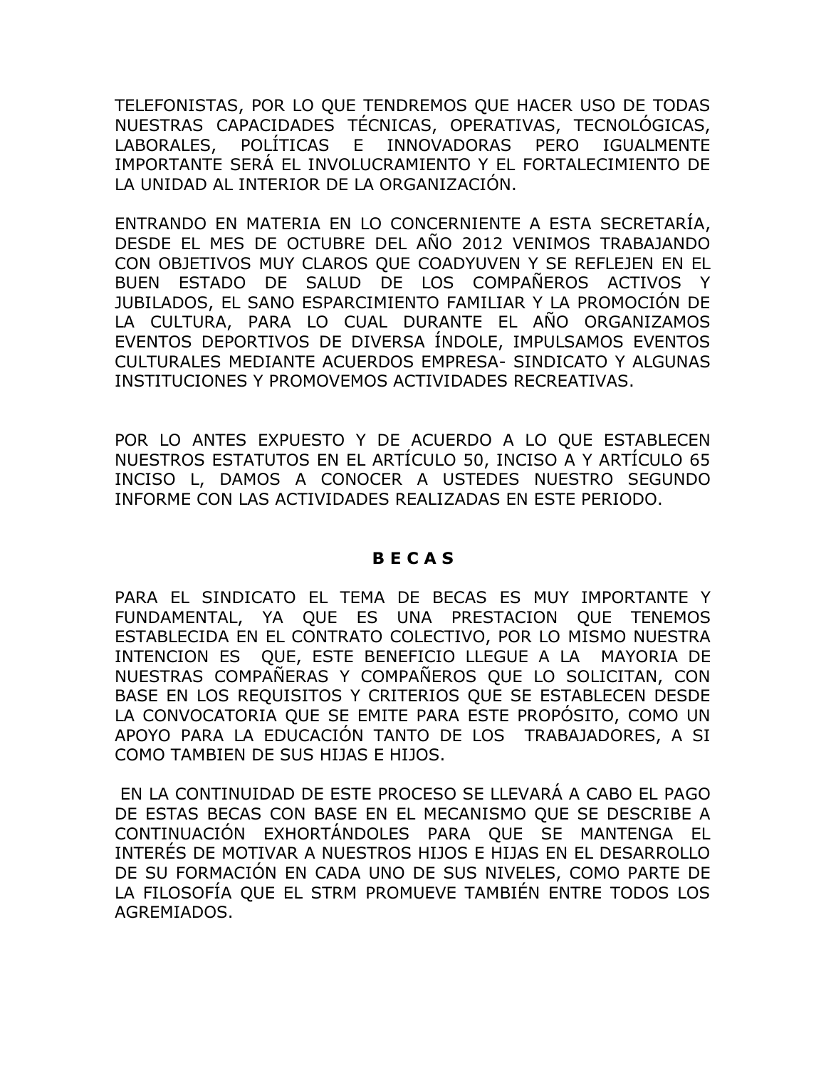TELEFONISTAS, POR LO QUE TENDREMOS QUE HACER USO DE TODAS NUESTRAS CAPACIDADES TÉCNICAS, OPERATIVAS, TECNOLÓGICAS, LABORALES, POLÍTICAS E INNOVADORAS PERO IGUALMENTE IMPORTANTE SERÁ EL INVOLUCRAMIENTO Y EL FORTALECIMIENTO DE LA UNIDAD AL INTERIOR DE LA ORGANIZACIÓN.

ENTRANDO EN MATERIA EN LO CONCERNIENTE A ESTA SECRETARÍA, DESDE EL MES DE OCTUBRE DEL AÑO 2012 VENIMOS TRABAJANDO CON OBJETIVOS MUY CLAROS QUE COADYUVEN Y SE REFLEJEN EN EL BUEN ESTADO DE SALUD DE LOS COMPAÑEROS ACTIVOS Y JUBILADOS, EL SANO ESPARCIMIENTO FAMILIAR Y LA PROMOCIÓN DE LA CULTURA, PARA LO CUAL DURANTE EL AÑO ORGANIZAMOS EVENTOS DEPORTIVOS DE DIVERSA ÍNDOLE, IMPULSAMOS EVENTOS CULTURALES MEDIANTE ACUERDOS EMPRESA- SINDICATO Y ALGUNAS INSTITUCIONES Y PROMOVEMOS ACTIVIDADES RECREATIVAS.

POR LO ANTES EXPUESTO Y DE ACUERDO A LO QUE ESTABLECEN NUESTROS ESTATUTOS EN EL ARTÍCULO 50, INCISO A Y ARTÍCULO 65 INCISO L, DAMOS A CONOCER A USTEDES NUESTRO SEGUNDO INFORME CON LAS ACTIVIDADES REALIZADAS EN ESTE PERIODO.

## B E C A S

PARA EL SINDICATO EL TEMA DE BECAS ES MUY IMPORTANTE Y FUNDAMENTAL, YA QUE ES UNA PRESTACION QUE TENEMOS ESTABLECIDA EN EL CONTRATO COLECTIVO, POR LO MISMO NUESTRA INTENCION ES QUE, ESTE BENEFICIO LLEGUE A LA MAYORIA DE NUESTRAS COMPAÑERAS Y COMPAÑEROS QUE LO SOLICITAN, CON BASE EN LOS REQUISITOS Y CRITERIOS QUE SE ESTABLECEN DESDE LA CONVOCATORIA QUE SE EMITE PARA ESTE PROPÓSITO, COMO UN APOYO PARA LA EDUCACIÓN TANTO DE LOS TRABAJADORES, A SI COMO TAMBIEN DE SUS HIJAS E HIJOS.

EN LA CONTINUIDAD DE ESTE PROCESO SE LLEVARÁ A CABO EL PAGO DE ESTAS BECAS CON BASE EN EL MECANISMO QUE SE DESCRIBE A CONTINUACIÓN EXHORTÁNDOLES PARA QUE SE MANTENGA EL INTERÉS DE MOTIVAR A NUESTROS HIJOS E HIJAS EN EL DESARROLLO DE SU FORMACIÓN EN CADA UNO DE SUS NIVELES, COMO PARTE DE LA FILOSOFÍA QUE EL STRM PROMUEVE TAMBIÉN ENTRE TODOS LOS AGREMIADOS.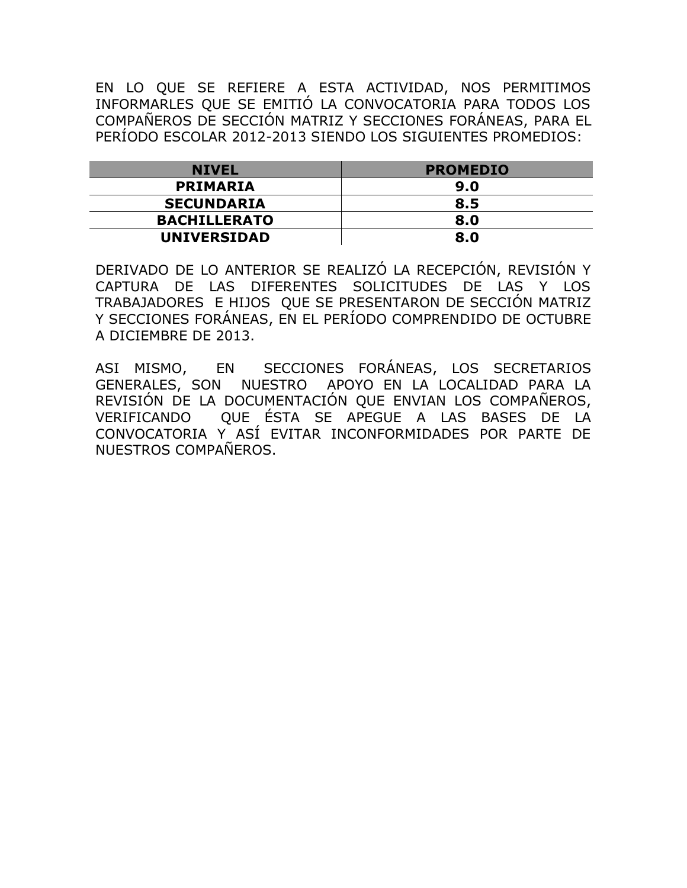EN LO QUE SE REFIERE A ESTA ACTIVIDAD, NOS PERMITIMOS INFORMARLES QUE SE EMITIÓ LA CONVOCATORIA PARA TODOS LOS COMPAÑEROS DE SECCIÓN MATRIZ Y SECCIONES FORÁNEAS, PARA EL PERÍODO ESCOLAR 2012-2013 SIENDO LOS SIGUIENTES PROMEDIOS:

| NIVEL | PROMEDIO |
|---|---|
| **PRIMARIA** | **9.0** |
| **SECUNDARIA** | **8.5** |
| **BACHILLERATO** | **8.0** |
| **UNIVERSIDAD** | **8.0** |

DERIVADO DE LO ANTERIOR SE REALIZÓ LA RECEPCIÓN, REVISIÓN Y CAPTURA DE LAS DIFERENTES SOLICITUDES DE LAS Y LOS TRABAJADORES E HIJOS QUE SE PRESENTARON DE SECCIÓN MATRIZ Y SECCIONES FORÁNEAS, EN EL PERÍODO COMPRENDIDO DE OCTUBRE A DICIEMBRE DE 2013.

ASI MISMO, EN SECCIONES FORÁNEAS, LOS SECRETARIOS GENERALES, SON NUESTRO APOYO EN LA LOCALIDAD PARA LA REVISIÓN DE LA DOCUMENTACIÓN QUE ENVIAN LOS COMPAÑEROS, VERIFICANDO QUE ÉSTA SE APEGUE A LAS BASES DE LA CONVOCATORIA Y ASÍ EVITAR INCONFORMIDADES POR PARTE DE NUESTROS COMPAÑEROS.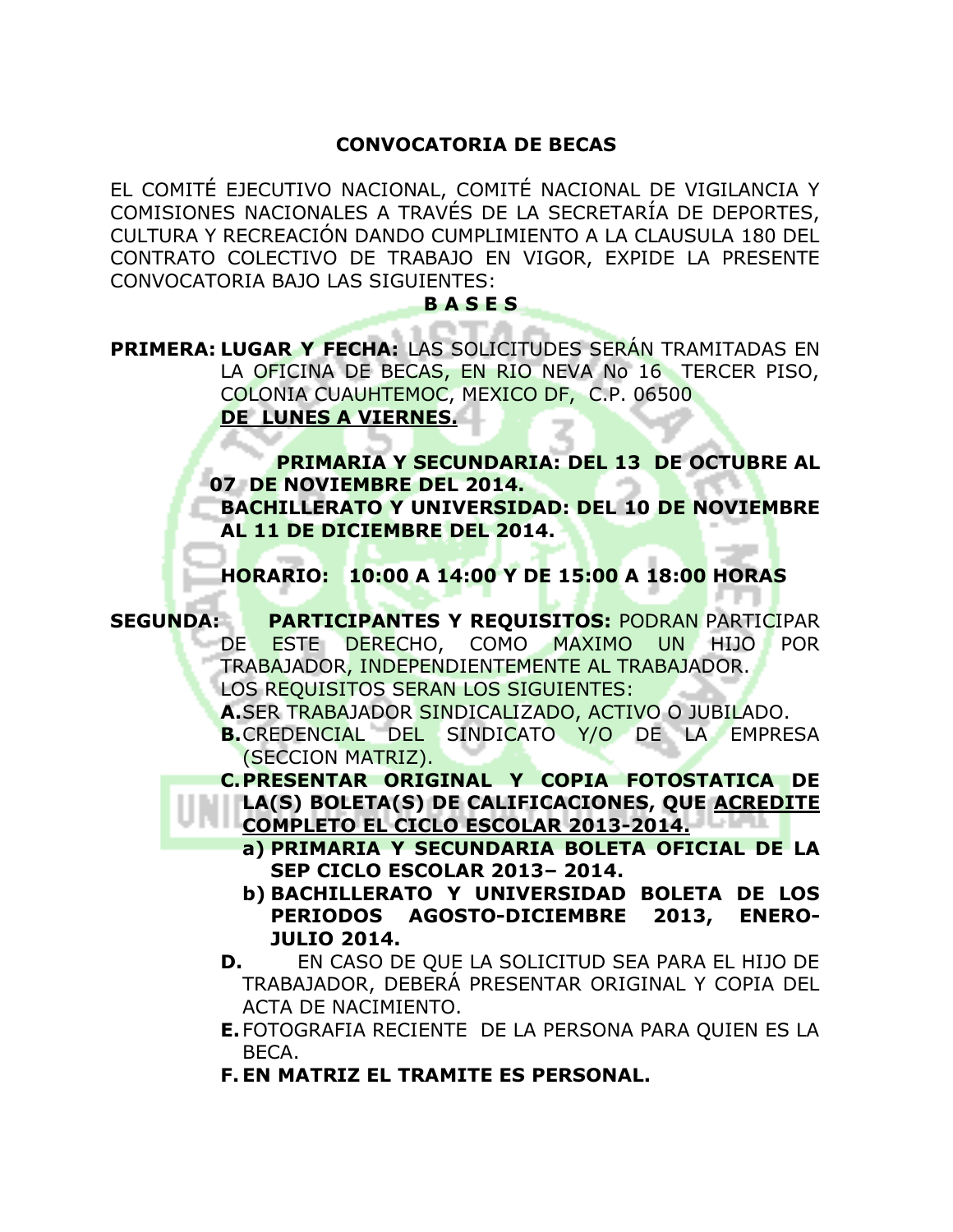# CONVOCATORIA DE BECAS

EL COMITÉ EJECUTIVO NACIONAL, COMITÉ NACIONAL DE VIGILANCIA Y COMISIONES NACIONALES A TRAVÉS DE LA SECRETARÍA DE DEPORTES, CULTURA Y RECREACIÓN DANDO CUMPLIMIENTO A LA CLAUSULA 180 DEL CONTRATO COLECTIVO DE TRABAJO EN VIGOR, EXPIDE LA PRESENTE CONVOCATORIA BAJO LAS SIGUIENTES:

## B A S E S

**PRIMERA: LUGAR Y FECHA:** LAS SOLICITUDES SERÁN TRAMITADAS EN LA OFICINA DE BECAS, EN RIO NEVA No 16 TERCER PISO, COLONIA CUAUHTEMOC, MEXICO DF, C.P. 06500 **DE LUNES A VIERNES.**

**PRIMARIA Y SECUNDARIA: DEL 13 DE OCTUBRE AL 07 DE NOVIEMBRE DEL 2014.**
**BACHILLERATO Y UNIVERSIDAD: DEL 10 DE NOVIEMBRE AL 11 DE DICIEMBRE DEL 2014.**

**HORARIO: 10:00 A 14:00 Y DE 15:00 A 18:00 HORAS**

**SEGUNDA: PARTICIPANTES Y REQUISITOS:** PODRAN PARTICIPAR DE ESTE DERECHO, COMO MAXIMO UN HIJO POR TRABAJADOR, INDEPENDIENTEMENTE AL TRABAJADOR.
LOS REQUISITOS SERAN LOS SIGUIENTES:

**A.** SER TRABAJADOR SINDICALIZADO, ACTIVO O JUBILADO.

**B.** CREDENCIAL DEL SINDICATO Y/O DE LA EMPRESA (SECCION MATRIZ).

**C. PRESENTAR ORIGINAL Y COPIA FOTOSTATICA DE LA(S) BOLETA(S) DE CALIFICACIONES, QUE ACREDITE COMPLETO EL CICLO ESCOLAR 2013-2014.**

**a) PRIMARIA Y SECUNDARIA BOLETA OFICIAL DE LA SEP CICLO ESCOLAR 2013– 2014.**

**b) BACHILLERATO Y UNIVERSIDAD BOLETA DE LOS PERIODOS AGOSTO-DICIEMBRE 2013, ENERO-JULIO 2014.**

**D.** EN CASO DE QUE LA SOLICITUD SEA PARA EL HIJO DE TRABAJADOR, DEBERÁ PRESENTAR ORIGINAL Y COPIA DEL ACTA DE NACIMIENTO.

**E.** FOTOGRAFIA RECIENTE DE LA PERSONA PARA QUIEN ES LA BECA.

**F. EN MATRIZ EL TRAMITE ES PERSONAL.**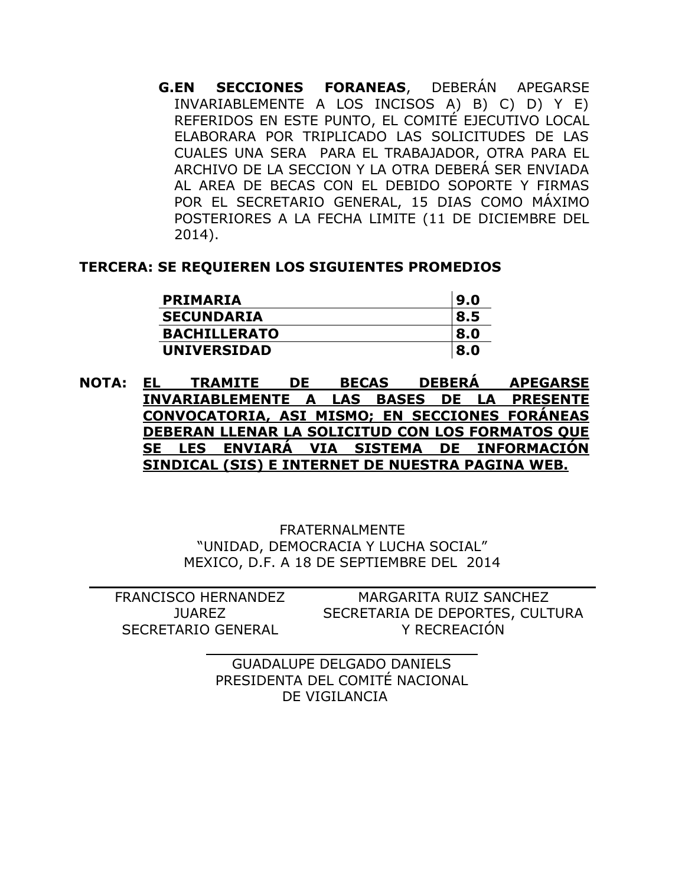**G.EN SECCIONES FORANEAS**, DEBERÁN APEGARSE INVARIABLEMENTE A LOS INCISOS A) B) C) D) Y E) REFERIDOS EN ESTE PUNTO, EL COMITÉ EJECUTIVO LOCAL ELABORARA POR TRIPLICADO LAS SOLICITUDES DE LAS CUALES UNA SERA PARA EL TRABAJADOR, OTRA PARA EL ARCHIVO DE LA SECCION Y LA OTRA DEBERÁ SER ENVIADA AL AREA DE BECAS CON EL DEBIDO SOPORTE Y FIRMAS POR EL SECRETARIO GENERAL, 15 DIAS COMO MÁXIMO POSTERIORES A LA FECHA LIMITE (11 DE DICIEMBRE DEL 2014).

**TERCERA: SE REQUIEREN LOS SIGUIENTES PROMEDIOS**

| | |
|---|---|
| **PRIMARIA** | **9.0** |
| **SECUNDARIA** | **8.5** |
| **BACHILLERATO** | **8.0** |
| **UNIVERSIDAD** | **8.0** |

**NOTA: EL TRAMITE DE BECAS DEBERÁ APEGARSE INVARIABLEMENTE A LAS BASES DE LA PRESENTE CONVOCATORIA, ASI MISMO; EN SECCIONES FORÁNEAS DEBERAN LLENAR LA SOLICITUD CON LOS FORMATOS QUE SE LES ENVIARÁ VIA SISTEMA DE INFORMACIÓN SINDICAL (SIS) E INTERNET DE NUESTRA PAGINA WEB.**

FRATERNALMENTE
"UNIDAD, DEMOCRACIA Y LUCHA SOCIAL"
MEXICO, D.F. A 18 DE SEPTIEMBRE DEL 2014

FRANCISCO HERNANDEZ JUAREZ
SECRETARIO GENERAL

MARGARITA RUIZ SANCHEZ
SECRETARIA DE DEPORTES, CULTURA Y RECREACIÓN

GUADALUPE DELGADO DANIELS
PRESIDENTA DEL COMITÉ NACIONAL DE VIGILANCIA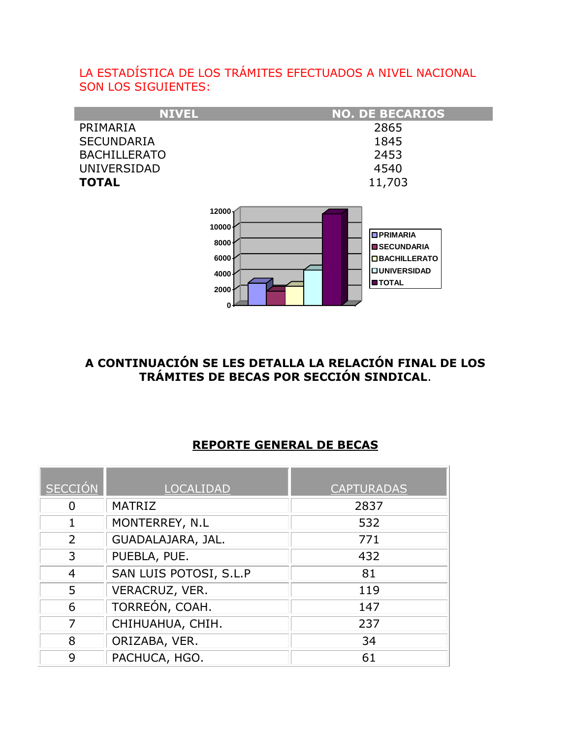LA ESTADÍSTICA DE LOS TRÁMITES EFECTUADOS A NIVEL NACIONAL SON LOS SIGUIENTES:

| NIVEL | NO. DE BECARIOS |
|---|---|
| PRIMARIA | 2865 |
| SECUNDARIA | 1845 |
| BACHILLERATO | 2453 |
| UNIVERSIDAD | 4540 |
| **TOTAL** | 11,703 |

**A CONTINUACIÓN SE LES DETALLA LA RELACIÓN FINAL DE LOS TRÁMITES DE BECAS POR SECCIÓN SINDICAL**.

## REPORTE GENERAL DE BECAS

| SECCIÓN | LOCALIDAD | CAPTURADAS |
|---|---|---|
| 0 | MATRIZ | 2837 |
| 1 | MONTERREY, N.L | 532 |
| 2 | GUADALAJARA, JAL. | 771 |
| 3 | PUEBLA, PUE. | 432 |
| 4 | SAN LUIS POTOSI, S.L.P | 81 |
| 5 | VERACRUZ, VER. | 119 |
| 6 | TORREÓN, COAH. | 147 |
| 7 | CHIHUAHUA, CHIH. | 237 |
| 8 | ORIZABA, VER. | 34 |
| 9 | PACHUCA, HGO. | 61 |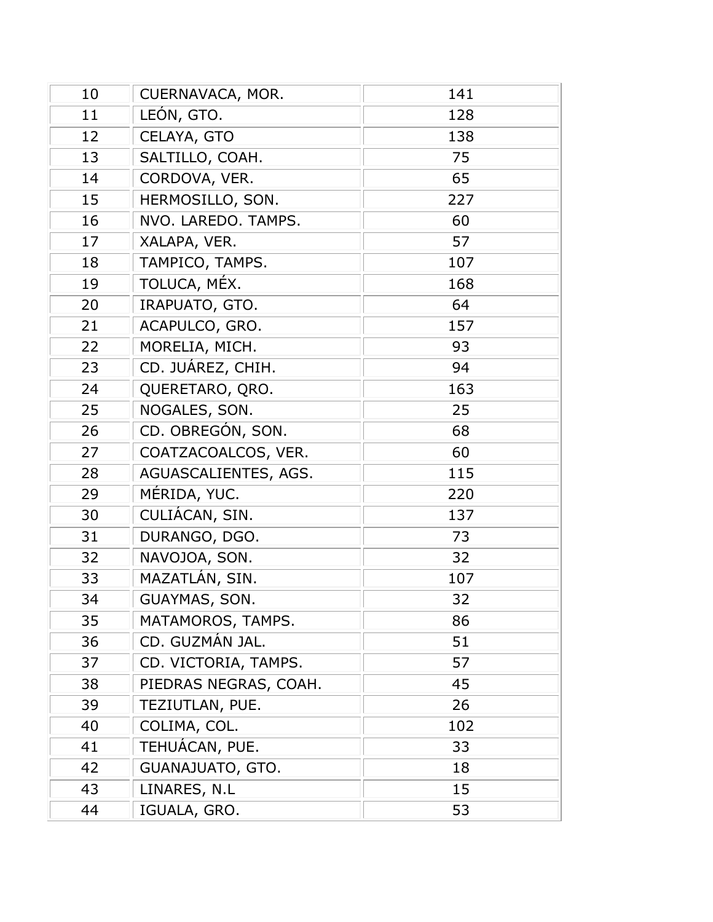| 10 | CUERNAVACA, MOR. | 141 |
|---|---|---|
| 11 | LEÓN, GTO. | 128 |
| 12 | CELAYA, GTO | 138 |
| 13 | SALTILLO, COAH. | 75 |
| 14 | CORDOVA, VER. | 65 |
| 15 | HERMOSILLO, SON. | 227 |
| 16 | NVO. LAREDO. TAMPS. | 60 |
| 17 | XALAPA, VER. | 57 |
| 18 | TAMPICO, TAMPS. | 107 |
| 19 | TOLUCA, MÉX. | 168 |
| 20 | IRAPUATO, GTO. | 64 |
| 21 | ACAPULCO, GRO. | 157 |
| 22 | MORELIA, MICH. | 93 |
| 23 | CD. JUÁREZ, CHIH. | 94 |
| 24 | QUERETARO, QRO. | 163 |
| 25 | NOGALES, SON. | 25 |
| 26 | CD. OBREGÓN, SON. | 68 |
| 27 | COATZACOALCOS, VER. | 60 |
| 28 | AGUASCALIENTES, AGS. | 115 |
| 29 | MÉRIDA, YUC. | 220 |
| 30 | CULIÁCAN, SIN. | 137 |
| 31 | DURANGO, DGO. | 73 |
| 32 | NAVOJOA, SON. | 32 |
| 33 | MAZATLÁN, SIN. | 107 |
| 34 | GUAYMAS, SON. | 32 |
| 35 | MATAMOROS, TAMPS. | 86 |
| 36 | CD. GUZMÁN JAL. | 51 |
| 37 | CD. VICTORIA, TAMPS. | 57 |
| 38 | PIEDRAS NEGRAS, COAH. | 45 |
| 39 | TEZIUTLAN, PUE. | 26 |
| 40 | COLIMA, COL. | 102 |
| 41 | TEHUÁCAN, PUE. | 33 |
| 42 | GUANAJUATO, GTO. | 18 |
| 43 | LINARES, N.L | 15 |
| 44 | IGUALA, GRO. | 53 |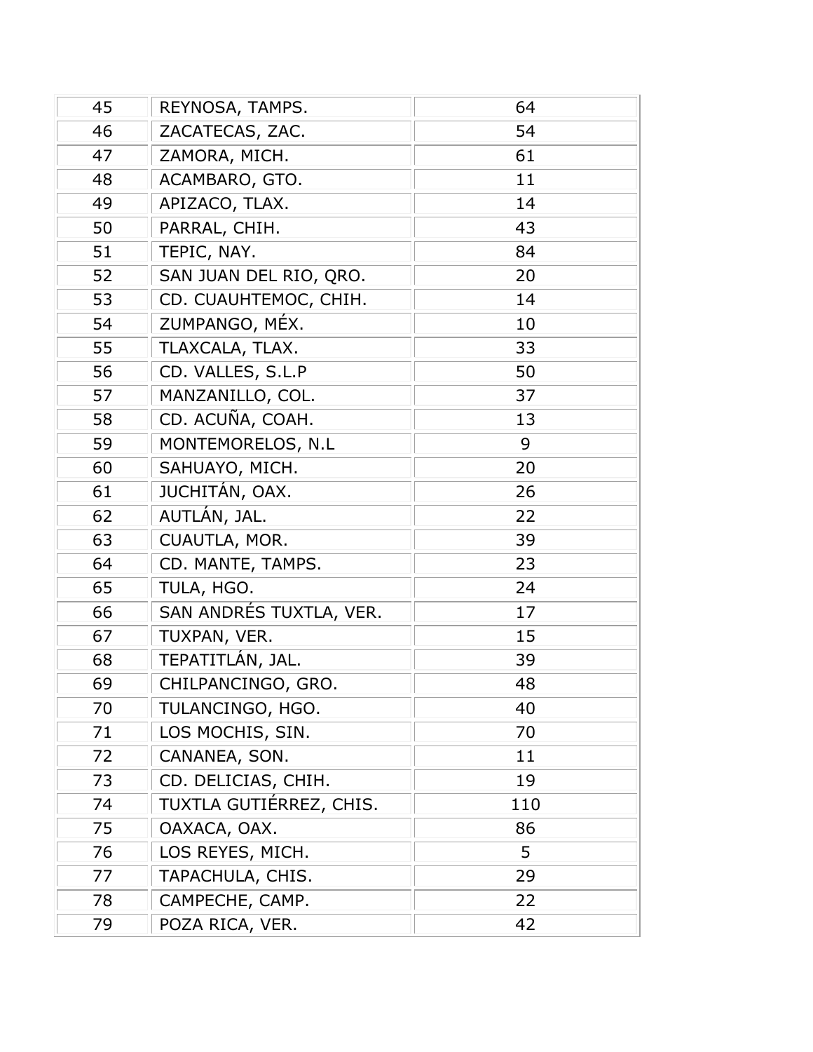| 45 | REYNOSA, TAMPS. | 64 |
|---|---|---|
| 46 | ZACATECAS, ZAC. | 54 |
| 47 | ZAMORA, MICH. | 61 |
| 48 | ACAMBARO, GTO. | 11 |
| 49 | APIZACO, TLAX. | 14 |
| 50 | PARRAL, CHIH. | 43 |
| 51 | TEPIC, NAY. | 84 |
| 52 | SAN JUAN DEL RIO, QRO. | 20 |
| 53 | CD. CUAUHTEMOC, CHIH. | 14 |
| 54 | ZUMPANGO, MÉX. | 10 |
| 55 | TLAXCALA, TLAX. | 33 |
| 56 | CD. VALLES, S.L.P | 50 |
| 57 | MANZANILLO, COL. | 37 |
| 58 | CD. ACUÑA, COAH. | 13 |
| 59 | MONTEMORELOS, N.L | 9 |
| 60 | SAHUAYO, MICH. | 20 |
| 61 | JUCHITÁN, OAX. | 26 |
| 62 | AUTLÁN, JAL. | 22 |
| 63 | CUAUTLA, MOR. | 39 |
| 64 | CD. MANTE, TAMPS. | 23 |
| 65 | TULA, HGO. | 24 |
| 66 | SAN ANDRÉS TUXTLA, VER. | 17 |
| 67 | TUXPAN, VER. | 15 |
| 68 | TEPATITLÁN, JAL. | 39 |
| 69 | CHILPANCINGO, GRO. | 48 |
| 70 | TULANCINGO, HGO. | 40 |
| 71 | LOS MOCHIS, SIN. | 70 |
| 72 | CANANEA, SON. | 11 |
| 73 | CD. DELICIAS, CHIH. | 19 |
| 74 | TUXTLA GUTIÉRREZ, CHIS. | 110 |
| 75 | OAXACA, OAX. | 86 |
| 76 | LOS REYES, MICH. | 5 |
| 77 | TAPACHULA, CHIS. | 29 |
| 78 | CAMPECHE, CAMP. | 22 |
| 79 | POZA RICA, VER. | 42 |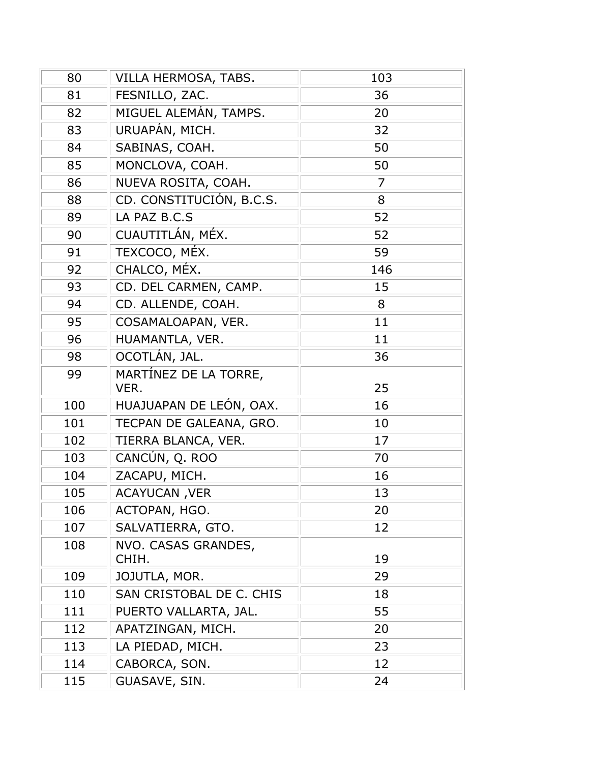| 80 | VILLA HERMOSA, TABS. | 103 |
|---|---|---|
| 81 | FESNILLO, ZAC. | 36 |
| 82 | MIGUEL ALEMÁN, TAMPS. | 20 |
| 83 | URUAPÁN, MICH. | 32 |
| 84 | SABINAS, COAH. | 50 |
| 85 | MONCLOVA, COAH. | 50 |
| 86 | NUEVA ROSITA, COAH. | 7 |
| 88 | CD. CONSTITUCIÓN, B.C.S. | 8 |
| 89 | LA PAZ B.C.S | 52 |
| 90 | CUAUTITLÁN, MÉX. | 52 |
| 91 | TEXCOCO, MÉX. | 59 |
| 92 | CHALCO, MÉX. | 146 |
| 93 | CD. DEL CARMEN, CAMP. | 15 |
| 94 | CD. ALLENDE, COAH. | 8 |
| 95 | COSAMALOAPAN, VER. | 11 |
| 96 | HUAMANTLA, VER. | 11 |
| 98 | OCOTLÁN, JAL. | 36 |
| 99 | MARTÍNEZ DE LA TORRE, VER. | 25 |
| 100 | HUAJUAPAN DE LEÓN, OAX. | 16 |
| 101 | TECPAN DE GALEANA, GRO. | 10 |
| 102 | TIERRA BLANCA, VER. | 17 |
| 103 | CANCÚN, Q. ROO | 70 |
| 104 | ZACAPU, MICH. | 16 |
| 105 | ACAYUCAN ,VER | 13 |
| 106 | ACTOPAN, HGO. | 20 |
| 107 | SALVATIERRA, GTO. | 12 |
| 108 | NVO. CASAS GRANDES, CHIH. | 19 |
| 109 | JOJUTLA, MOR. | 29 |
| 110 | SAN CRISTOBAL DE C. CHIS | 18 |
| 111 | PUERTO VALLARTA, JAL. | 55 |
| 112 | APATZINGAN, MICH. | 20 |
| 113 | LA PIEDAD, MICH. | 23 |
| 114 | CABORCA, SON. | 12 |
| 115 | GUASAVE, SIN. | 24 |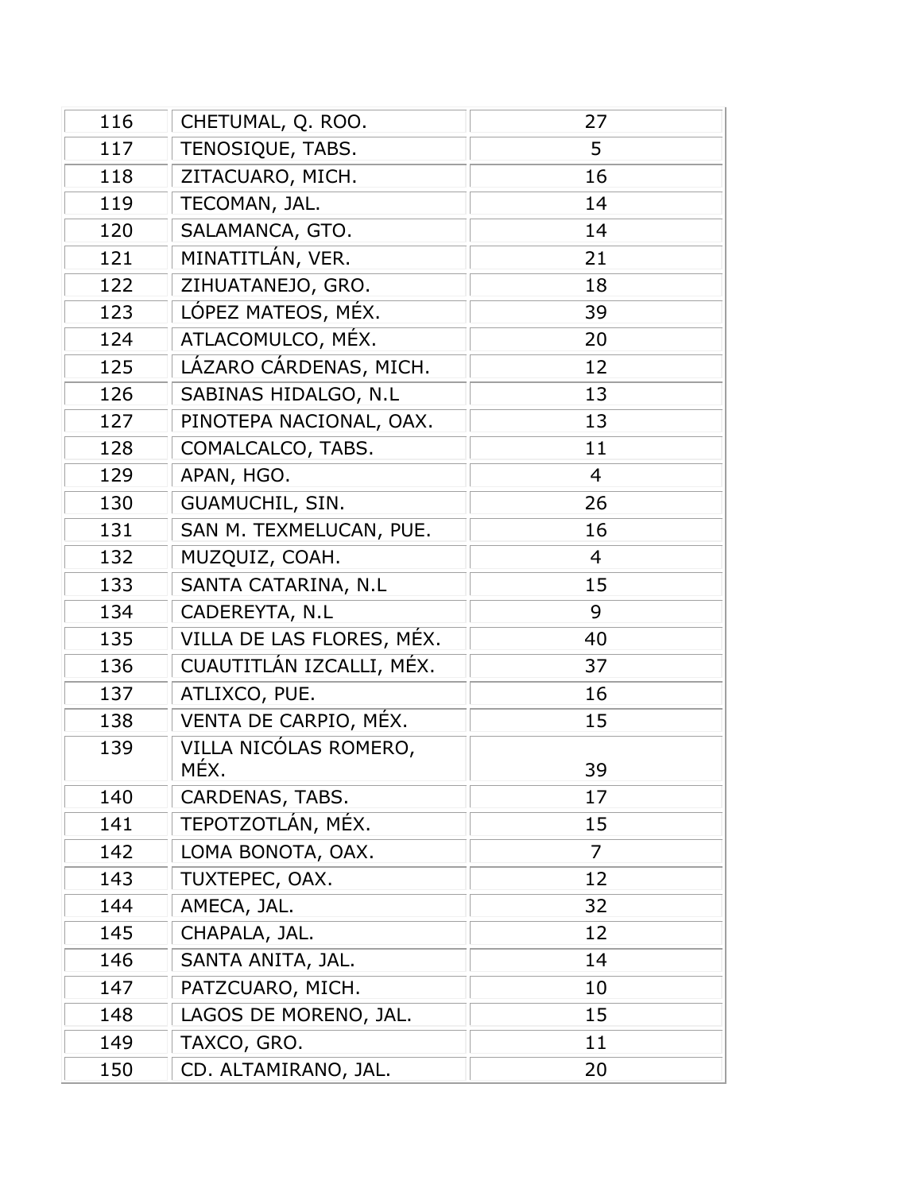| 116 | CHETUMAL, Q. ROO. | 27 |
|---|---|---|
| 117 | TENOSIQUE, TABS. | 5 |
| 118 | ZITACUARO, MICH. | 16 |
| 119 | TECOMAN, JAL. | 14 |
| 120 | SALAMANCA, GTO. | 14 |
| 121 | MINATITLÁN, VER. | 21 |
| 122 | ZIHUATANEJO, GRO. | 18 |
| 123 | LÓPEZ MATEOS, MÉX. | 39 |
| 124 | ATLACOMULCO, MÉX. | 20 |
| 125 | LÁZARO CÁRDENAS, MICH. | 12 |
| 126 | SABINAS HIDALGO, N.L | 13 |
| 127 | PINOTEPA NACIONAL, OAX. | 13 |
| 128 | COMALCALCO, TABS. | 11 |
| 129 | APAN, HGO. | 4 |
| 130 | GUAMUCHIL, SIN. | 26 |
| 131 | SAN M. TEXMELUCAN, PUE. | 16 |
| 132 | MUZQUIZ, COAH. | 4 |
| 133 | SANTA CATARINA, N.L | 15 |
| 134 | CADEREYTA, N.L | 9 |
| 135 | VILLA DE LAS FLORES, MÉX. | 40 |
| 136 | CUAUTITLÁN IZCALLI, MÉX. | 37 |
| 137 | ATLIXCO, PUE. | 16 |
| 138 | VENTA DE CARPIO, MÉX. | 15 |
| 139 | VILLA NICÓLAS ROMERO, MÉX. | 39 |
| 140 | CARDENAS, TABS. | 17 |
| 141 | TEPOTZOTLÁN, MÉX. | 15 |
| 142 | LOMA BONOTA, OAX. | 7 |
| 143 | TUXTEPEC, OAX. | 12 |
| 144 | AMECA, JAL. | 32 |
| 145 | CHAPALA, JAL. | 12 |
| 146 | SANTA ANITA, JAL. | 14 |
| 147 | PATZCUARO, MICH. | 10 |
| 148 | LAGOS DE MORENO, JAL. | 15 |
| 149 | TAXCO, GRO. | 11 |
| 150 | CD. ALTAMIRANO, JAL. | 20 |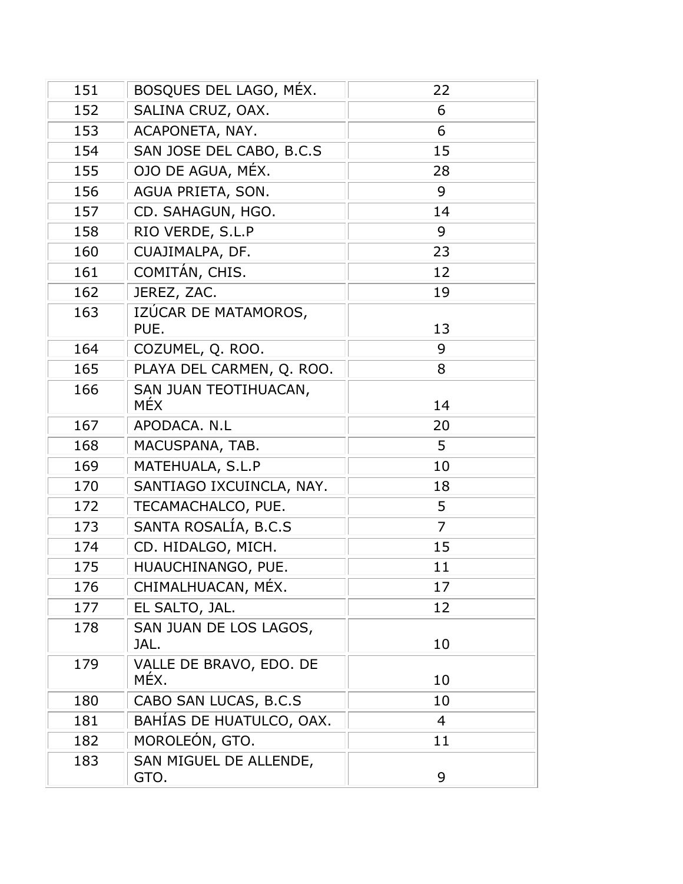| 151 | BOSQUES DEL LAGO, MÉX. | 22 |
|---|---|---|
| 152 | SALINA CRUZ, OAX. | 6 |
| 153 | ACAPONETA, NAY. | 6 |
| 154 | SAN JOSE DEL CABO, B.C.S | 15 |
| 155 | OJO DE AGUA, MÉX. | 28 |
| 156 | AGUA PRIETA, SON. | 9 |
| 157 | CD. SAHAGUN, HGO. | 14 |
| 158 | RIO VERDE, S.L.P | 9 |
| 160 | CUAJIMALPA, DF. | 23 |
| 161 | COMITÁN, CHIS. | 12 |
| 162 | JEREZ, ZAC. | 19 |
| 163 | IZÚCAR DE MATAMOROS, PUE. | 13 |
| 164 | COZUMEL, Q. ROO. | 9 |
| 165 | PLAYA DEL CARMEN, Q. ROO. | 8 |
| 166 | SAN JUAN TEOTIHUACAN, MÉX | 14 |
| 167 | APODACA. N.L | 20 |
| 168 | MACUSPANA, TAB. | 5 |
| 169 | MATEHUALA, S.L.P | 10 |
| 170 | SANTIAGO IXCUINCLA, NAY. | 18 |
| 172 | TECAMACHALCO, PUE. | 5 |
| 173 | SANTA ROSALÍA, B.C.S | 7 |
| 174 | CD. HIDALGO, MICH. | 15 |
| 175 | HUAUCHINANGO, PUE. | 11 |
| 176 | CHIMALHUACAN, MÉX. | 17 |
| 177 | EL SALTO, JAL. | 12 |
| 178 | SAN JUAN DE LOS LAGOS, JAL. | 10 |
| 179 | VALLE DE BRAVO, EDO. DE MÉX. | 10 |
| 180 | CABO SAN LUCAS, B.C.S | 10 |
| 181 | BAHÍAS DE HUATULCO, OAX. | 4 |
| 182 | MOROLEÓN, GTO. | 11 |
| 183 | SAN MIGUEL DE ALLENDE, GTO. | 9 |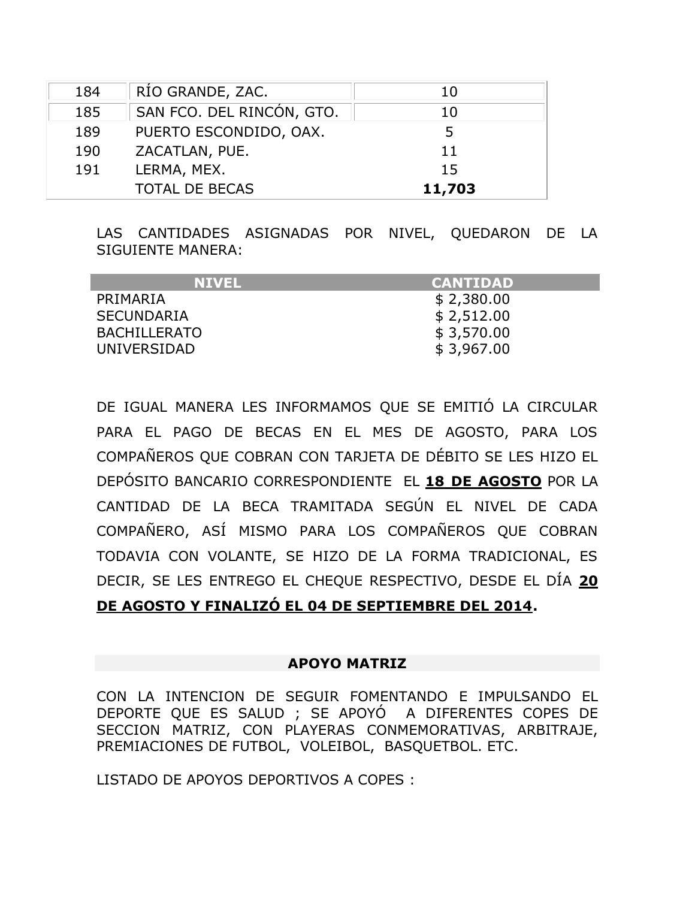| | | |
|---|---|---|
| 184 | RÍO GRANDE, ZAC. | 10 |
| 185 | SAN FCO. DEL RINCÓN, GTO. | 10 |
| 189 | PUERTO ESCONDIDO, OAX. | 5 |
| 190 | ZACATLAN, PUE. | 11 |
| 191 | LERMA, MEX. | 15 |
| | TOTAL DE BECAS | **11,703** |

LAS CANTIDADES ASIGNADAS POR NIVEL, QUEDARON DE LA SIGUIENTE MANERA:

| NIVEL | CANTIDAD |
|---|---|
| PRIMARIA | $ 2,380.00 |
| SECUNDARIA | $ 2,512.00 |
| BACHILLERATO | $ 3,570.00 |
| UNIVERSIDAD | $ 3,967.00 |

DE IGUAL MANERA LES INFORMAMOS QUE SE EMITIÓ LA CIRCULAR PARA EL PAGO DE BECAS EN EL MES DE AGOSTO, PARA LOS COMPAÑEROS QUE COBRAN CON TARJETA DE DÉBITO SE LES HIZO EL DEPÓSITO BANCARIO CORRESPONDIENTE EL **18 DE AGOSTO** POR LA CANTIDAD DE LA BECA TRAMITADA SEGÚN EL NIVEL DE CADA COMPAÑERO, ASÍ MISMO PARA LOS COMPAÑEROS QUE COBRAN TODAVIA CON VOLANTE, SE HIZO DE LA FORMA TRADICIONAL, ES DECIR, SE LES ENTREGO EL CHEQUE RESPECTIVO, DESDE EL DÍA **20 DE AGOSTO Y FINALIZÓ EL 04 DE SEPTIEMBRE DEL 2014**.

## APOYO MATRIZ

CON LA INTENCION DE SEGUIR FOMENTANDO E IMPULSANDO EL DEPORTE QUE ES SALUD ; SE APOYÓ A DIFERENTES COPES DE SECCION MATRIZ, CON PLAYERAS CONMEMORATIVAS, ARBITRAJE, PREMIACIONES DE FUTBOL, VOLEIBOL, BASQUETBOL. ETC.

LISTADO DE APOYOS DEPORTIVOS A COPES :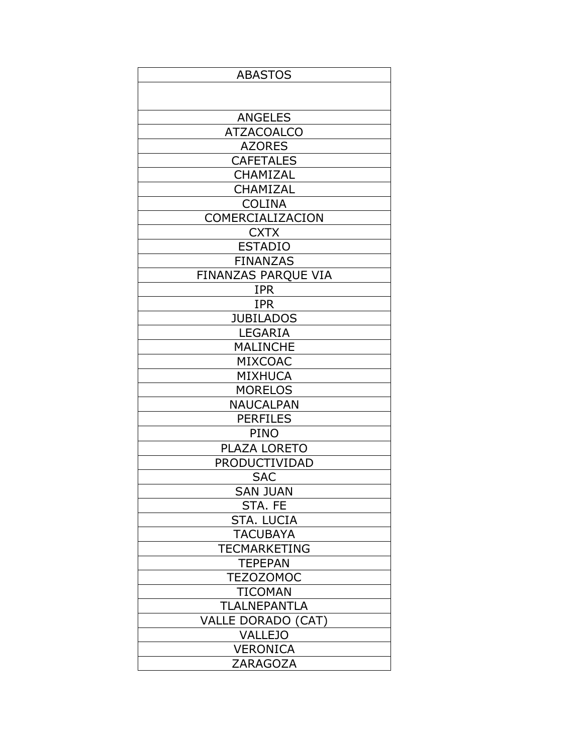| |
|---|
| ABASTOS |
| |
| ANGELES |
| ATZACOALCO |
| AZORES |
| CAFETALES |
| CHAMIZAL |
| CHAMIZAL |
| COLINA |
| COMERCIALIZACION |
| CXTX |
| ESTADIO |
| FINANZAS |
| FINANZAS PARQUE VIA |
| IPR |
| IPR |
| JUBILADOS |
| LEGARIA |
| MALINCHE |
| MIXCOAC |
| MIXHUCA |
| MORELOS |
| NAUCALPAN |
| PERFILES |
| PINO |
| PLAZA LORETO |
| PRODUCTIVIDAD |
| SAC |
| SAN JUAN |
| STA. FE |
| STA. LUCIA |
| TACUBAYA |
| TECMARKETING |
| TEPEPAN |
| TEZOZOMOC |
| TICOMAN |
| TLALNEPANTLA |
| VALLE DORADO (CAT) |
| VALLEJO |
| VERONICA |
| ZARAGOZA |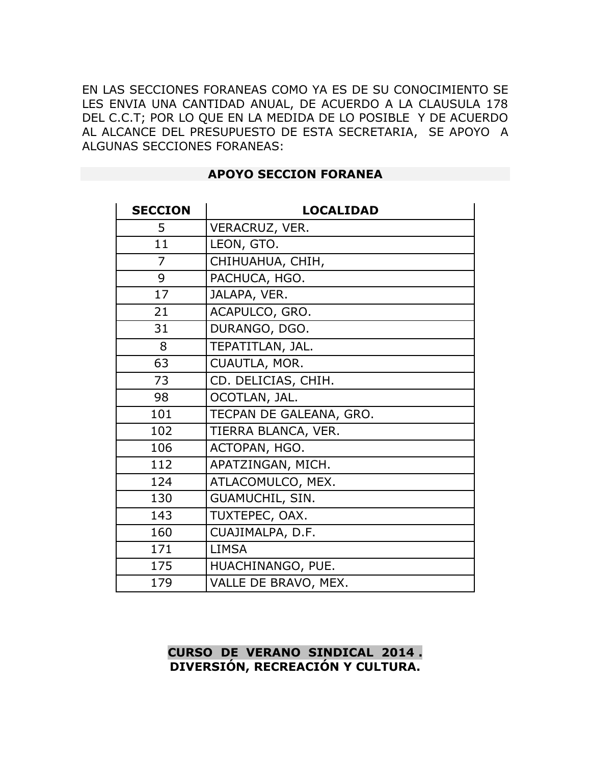EN LAS SECCIONES FORANEAS COMO YA ES DE SU CONOCIMIENTO SE LES ENVIA UNA CANTIDAD ANUAL, DE ACUERDO A LA CLAUSULA 178 DEL C.C.T; POR LO QUE EN LA MEDIDA DE LO POSIBLE Y DE ACUERDO AL ALCANCE DEL PRESUPUESTO DE ESTA SECRETARIA, SE APOYO A ALGUNAS SECCIONES FORANEAS:

**APOYO SECCION FORANEA**

| SECCION | LOCALIDAD |
|---|---|
| 5 | VERACRUZ, VER. |
| 11 | LEON, GTO. |
| 7 | CHIHUAHUA, CHIH, |
| 9 | PACHUCA, HGO. |
| 17 | JALAPA, VER. |
| 21 | ACAPULCO, GRO. |
| 31 | DURANGO, DGO. |
| 8 | TEPATITLAN, JAL. |
| 63 | CUAUTLA, MOR. |
| 73 | CD. DELICIAS, CHIH. |
| 98 | OCOTLAN, JAL. |
| 101 | TECPAN DE GALEANA, GRO. |
| 102 | TIERRA BLANCA, VER. |
| 106 | ACTOPAN, HGO. |
| 112 | APATZINGAN, MICH. |
| 124 | ATLACOMULCO, MEX. |
| 130 | GUAMUCHIL, SIN. |
| 143 | TUXTEPEC, OAX. |
| 160 | CUAJIMALPA, D.F. |
| 171 | LIMSA |
| 175 | HUACHINANGO, PUE. |
| 179 | VALLE DE BRAVO, MEX. |

**CURSO DE VERANO SINDICAL 2014 .**
**DIVERSIÓN, RECREACIÓN Y CULTURA.**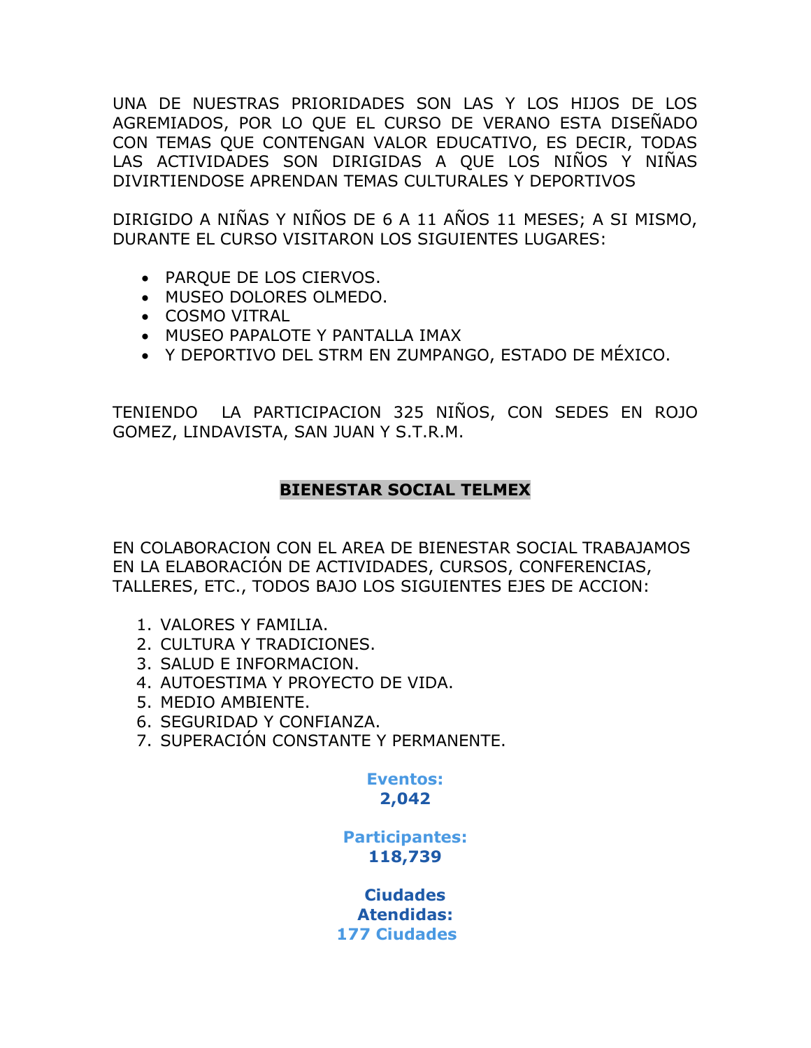UNA DE NUESTRAS PRIORIDADES SON LAS Y LOS HIJOS DE LOS AGREMIADOS, POR LO QUE EL CURSO DE VERANO ESTA DISEÑADO CON TEMAS QUE CONTENGAN VALOR EDUCATIVO, ES DECIR, TODAS LAS ACTIVIDADES SON DIRIGIDAS A QUE LOS NIÑOS Y NIÑAS DIVIRTIENDOSE APRENDAN TEMAS CULTURALES Y DEPORTIVOS

DIRIGIDO A NIÑAS Y NIÑOS DE 6 A 11 AÑOS 11 MESES; A SI MISMO, DURANTE EL CURSO VISITARON LOS SIGUIENTES LUGARES:

- PARQUE DE LOS CIERVOS.
- MUSEO DOLORES OLMEDO.
- COSMO VITRAL
- MUSEO PAPALOTE Y PANTALLA IMAX
- Y DEPORTIVO DEL STRM EN ZUMPANGO, ESTADO DE MÉXICO.

TENIENDO LA PARTICIPACION 325 NIÑOS, CON SEDES EN ROJO GOMEZ, LINDAVISTA, SAN JUAN Y S.T.R.M.

## BIENESTAR SOCIAL TELMEX

EN COLABORACION CON EL AREA DE BIENESTAR SOCIAL TRABAJAMOS EN LA ELABORACIÓN DE ACTIVIDADES, CURSOS, CONFERENCIAS, TALLERES, ETC., TODOS BAJO LOS SIGUIENTES EJES DE ACCION:

1. VALORES Y FAMILIA.
2. CULTURA Y TRADICIONES.
3. SALUD E INFORMACION.
4. AUTOESTIMA Y PROYECTO DE VIDA.
5. MEDIO AMBIENTE.
6. SEGURIDAD Y CONFIANZA.
7. SUPERACIÓN CONSTANTE Y PERMANENTE.

**Eventos:**
**2,042**

**Participantes:**
**118,739**

**Ciudades Atendidas:**
**177 Ciudades**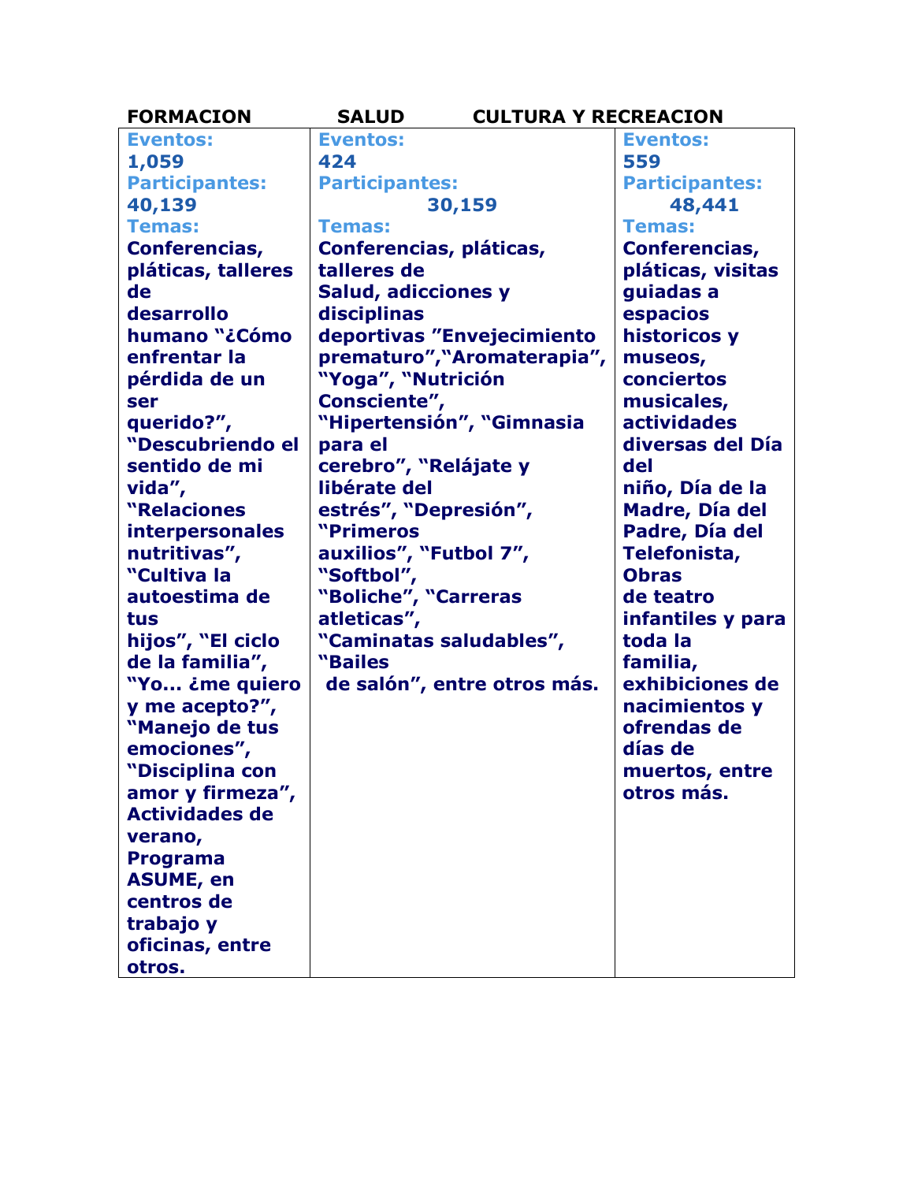| FORMACION | SALUD | CULTURA Y RECREACION |
|---|---|---|
| **Eventos:** 1,059 **Participantes:** 40,139 **Temas:** Conferencias, pláticas, talleres de desarrollo humano "¿Cómo enfrentar la pérdida de un ser querido?", "Descubriendo el sentido de mi vida", "Relaciones interpersonales nutritivas", "Cultiva la autoestima de tus hijos", "El ciclo de la familia", "Yo... ¿me quiero y me acepto?", "Manejo de tus emociones", "Disciplina con amor y firmeza", Actividades de verano, Programa ASUME, en centros de trabajo y oficinas, entre otros. | **Eventos:** 424 **Participantes:** 30,159 **Temas:** Conferencias, pláticas, talleres de Salud, adicciones y disciplinas deportivas "Envejecimiento prematuro","Aromaterapia", "Yoga", "Nutrición Consciente", "Hipertensión", "Gimnasia para el cerebro", "Relájate y libérate del estrés", "Depresión", "Primeros auxilios", "Futbol 7", "Softbol", "Boliche", "Carreras atleticas", "Caminatas saludables", "Bailes de salón", entre otros más. | **Eventos:** 559 **Participantes:** 48,441 **Temas:** Conferencias, pláticas, visitas guiadas a espacios historicos y museos, conciertos musicales, actividades diversas del Día del niño, Día de la Madre, Día del Padre, Día del Telefonista, Obras de teatro infantiles y para toda la familia, exhibiciones de nacimientos y ofrendas de días de muertos, entre otros más. |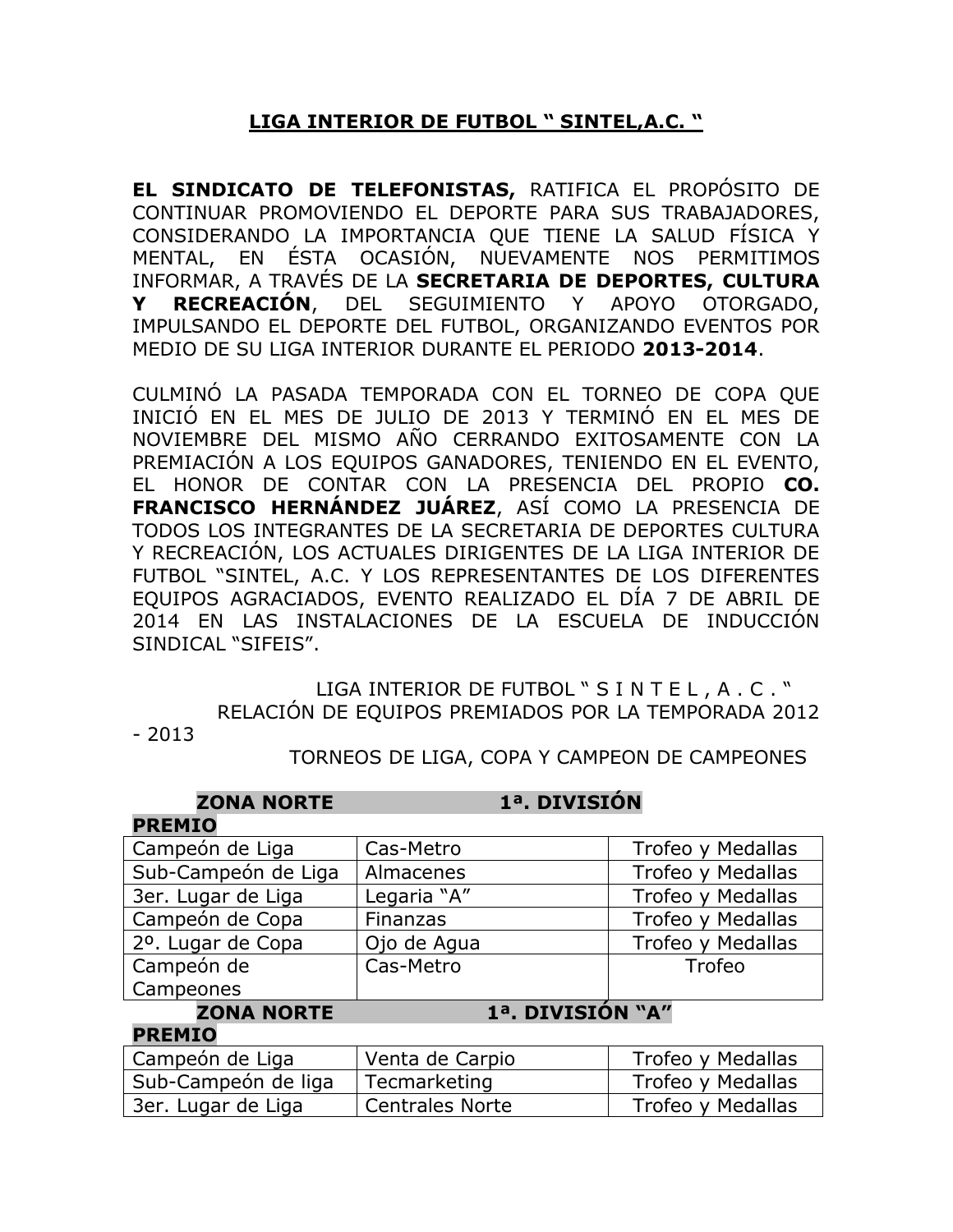## LIGA INTERIOR DE FUTBOL " SINTEL,A.C. "

**EL SINDICATO DE TELEFONISTAS,** RATIFICA EL PROPÓSITO DE CONTINUAR PROMOVIENDO EL DEPORTE PARA SUS TRABAJADORES, CONSIDERANDO LA IMPORTANCIA QUE TIENE LA SALUD FÍSICA Y MENTAL, EN ÉSTA OCASIÓN, NUEVAMENTE NOS PERMITIMOS INFORMAR, A TRAVÉS DE LA **SECRETARIA DE DEPORTES, CULTURA Y RECREACIÓN**, DEL SEGUIMIENTO Y APOYO OTORGADO, IMPULSANDO EL DEPORTE DEL FUTBOL, ORGANIZANDO EVENTOS POR MEDIO DE SU LIGA INTERIOR DURANTE EL PERIODO **2013-2014**.

CULMINÓ LA PASADA TEMPORADA CON EL TORNEO DE COPA QUE INICIÓ EN EL MES DE JULIO DE 2013 Y TERMINÓ EN EL MES DE NOVIEMBRE DEL MISMO AÑO CERRANDO EXITOSAMENTE CON LA PREMIACIÓN A LOS EQUIPOS GANADORES, TENIENDO EN EL EVENTO, EL HONOR DE CONTAR CON LA PRESENCIA DEL PROPIO **CO. FRANCISCO HERNÁNDEZ JUÁREZ**, ASÍ COMO LA PRESENCIA DE TODOS LOS INTEGRANTES DE LA SECRETARIA DE DEPORTES CULTURA Y RECREACIÓN, LOS ACTUALES DIRIGENTES DE LA LIGA INTERIOR DE FUTBOL "SINTEL, A.C. Y LOS REPRESENTANTES DE LOS DIFERENTES EQUIPOS AGRACIADOS, EVENTO REALIZADO EL DÍA 7 DE ABRIL DE 2014 EN LAS INSTALACIONES DE LA ESCUELA DE INDUCCIÓN SINDICAL "SIFEIS".

LIGA INTERIOR DE FUTBOL " S I N T E L , A . C . "
RELACIÓN DE EQUIPOS PREMIADOS POR LA TEMPORADA 2012 - 2013
TORNEOS DE LIGA, COPA Y CAMPEON DE CAMPEONES

**ZONA NORTE — 1ª. DIVISIÓN**

| PREMIO | | |
|---|---|---|
| Campeón de Liga | Cas-Metro | Trofeo y Medallas |
| Sub-Campeón de Liga | Almacenes | Trofeo y Medallas |
| 3er. Lugar de Liga | Legaria "A" | Trofeo y Medallas |
| Campeón de Copa | Finanzas | Trofeo y Medallas |
| 2º. Lugar de Copa | Ojo de Agua | Trofeo y Medallas |
| Campeón de Campeones | Cas-Metro | Trofeo |

**ZONA NORTE — 1ª. DIVISIÓN "A"**

| PREMIO | | |
|---|---|---|
| Campeón de Liga | Venta de Carpio | Trofeo y Medallas |
| Sub-Campeón de liga | Tecmarketing | Trofeo y Medallas |
| 3er. Lugar de Liga | Centrales Norte | Trofeo y Medallas |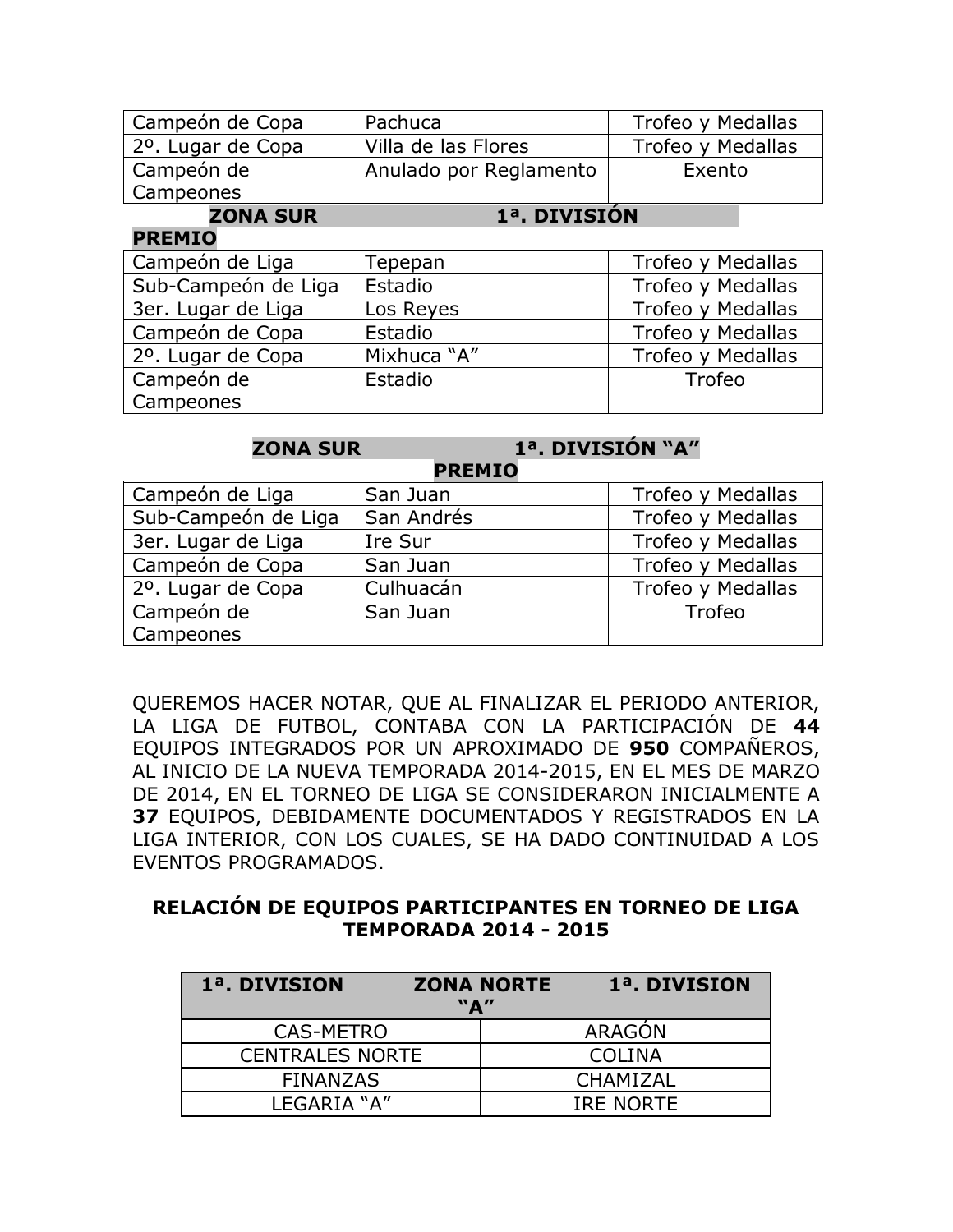| | | |
|---|---|---|
| Campeón de Copa | Pachuca | Trofeo y Medallas |
| 2º. Lugar de Copa | Villa de las Flores | Trofeo y Medallas |
| Campeón de Campeones | Anulado por Reglamento | Exento |

**ZONA SUR 1ª. DIVISIÓN**

**PREMIO**

| | | |
|---|---|---|
| Campeón de Liga | Tepepan | Trofeo y Medallas |
| Sub-Campeón de Liga | Estadio | Trofeo y Medallas |
| 3er. Lugar de Liga | Los Reyes | Trofeo y Medallas |
| Campeón de Copa | Estadio | Trofeo y Medallas |
| 2º. Lugar de Copa | Mixhuca “A” | Trofeo y Medallas |
| Campeón de Campeones | Estadio | Trofeo |

**ZONA SUR 1ª. DIVISIÓN “A”**

**PREMIO**

| | | |
|---|---|---|
| Campeón de Liga | San Juan | Trofeo y Medallas |
| Sub-Campeón de Liga | San Andrés | Trofeo y Medallas |
| 3er. Lugar de Liga | Ire Sur | Trofeo y Medallas |
| Campeón de Copa | San Juan | Trofeo y Medallas |
| 2º. Lugar de Copa | Culhuacán | Trofeo y Medallas |
| Campeón de Campeones | San Juan | Trofeo |

QUEREMOS HACER NOTAR, QUE AL FINALIZAR EL PERIODO ANTERIOR, LA LIGA DE FUTBOL, CONTABA CON LA PARTICIPACIÓN DE **44** EQUIPOS INTEGRADOS POR UN APROXIMADO DE **950** COMPAÑEROS, AL INICIO DE LA NUEVA TEMPORADA 2014-2015, EN EL MES DE MARZO DE 2014, EN EL TORNEO DE LIGA SE CONSIDERARON INICIALMENTE A **37** EQUIPOS, DEBIDAMENTE DOCUMENTADOS Y REGISTRADOS EN LA LIGA INTERIOR, CON LOS CUALES, SE HA DADO CONTINUIDAD A LOS EVENTOS PROGRAMADOS.

**RELACIÓN DE EQUIPOS PARTICIPANTES EN TORNEO DE LIGA TEMPORADA 2014 - 2015**

| 1ª. DIVISION ZONA NORTE | 1ª. DIVISION “A” |
|---|---|
| CAS-METRO | ARAGÓN |
| CENTRALES NORTE | COLINA |
| FINANZAS | CHAMIZAL |
| LEGARIA “A” | IRE NORTE |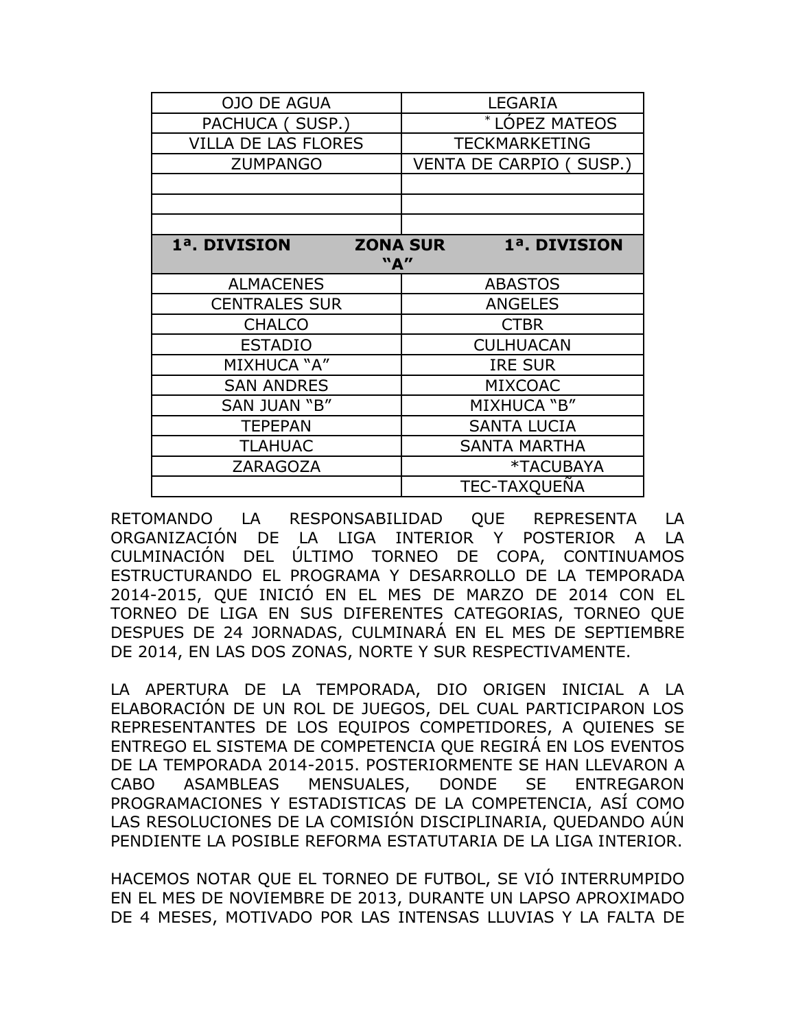| OJO DE AGUA | LEGARIA |
|---|---|
| PACHUCA ( SUSP.) | * LÓPEZ MATEOS |
| VILLA DE LAS FLORES | TECKMARKETING |
| ZUMPANGO | VENTA DE CARPIO ( SUSP.) |
| | |
| | |
| | |
| **1ª. DIVISION ZONA SUR "A"** | **1ª. DIVISION** |
| ALMACENES | ABASTOS |
| CENTRALES SUR | ANGELES |
| CHALCO | CTBR |
| ESTADIO | CULHUACAN |
| MIXHUCA "A" | IRE SUR |
| SAN ANDRES | MIXCOAC |
| SAN JUAN "B" | MIXHUCA "B" |
| TEPEPAN | SANTA LUCIA |
| TLAHUAC | SANTA MARTHA |
| ZARAGOZA | *TACUBAYA |
| | TEC-TAXQUEÑA |

RETOMANDO LA RESPONSABILIDAD QUE REPRESENTA LA ORGANIZACIÓN DE LA LIGA INTERIOR Y POSTERIOR A LA CULMINACIÓN DEL ÚLTIMO TORNEO DE COPA, CONTINUAMOS ESTRUCTURANDO EL PROGRAMA Y DESARROLLO DE LA TEMPORADA 2014-2015, QUE INICIÓ EN EL MES DE MARZO DE 2014 CON EL TORNEO DE LIGA EN SUS DIFERENTES CATEGORIAS, TORNEO QUE DESPUES DE 24 JORNADAS, CULMINARÁ EN EL MES DE SEPTIEMBRE DE 2014, EN LAS DOS ZONAS, NORTE Y SUR RESPECTIVAMENTE.

LA APERTURA DE LA TEMPORADA, DIO ORIGEN INICIAL A LA ELABORACIÓN DE UN ROL DE JUEGOS, DEL CUAL PARTICIPARON LOS REPRESENTANTES DE LOS EQUIPOS COMPETIDORES, A QUIENES SE ENTREGO EL SISTEMA DE COMPETENCIA QUE REGIRÁ EN LOS EVENTOS DE LA TEMPORADA 2014-2015. POSTERIORMENTE SE HAN LLEVARON A CABO ASAMBLEAS MENSUALES, DONDE SE ENTREGARON PROGRAMACIONES Y ESTADISTICAS DE LA COMPETENCIA, ASÍ COMO LAS RESOLUCIONES DE LA COMISIÓN DISCIPLINARIA, QUEDANDO AÚN PENDIENTE LA POSIBLE REFORMA ESTATUTARIA DE LA LIGA INTERIOR.

HACEMOS NOTAR QUE EL TORNEO DE FUTBOL, SE VIÓ INTERRUMPIDO EN EL MES DE NOVIEMBRE DE 2013, DURANTE UN LAPSO APROXIMADO DE 4 MESES, MOTIVADO POR LAS INTENSAS LLUVIAS Y LA FALTA DE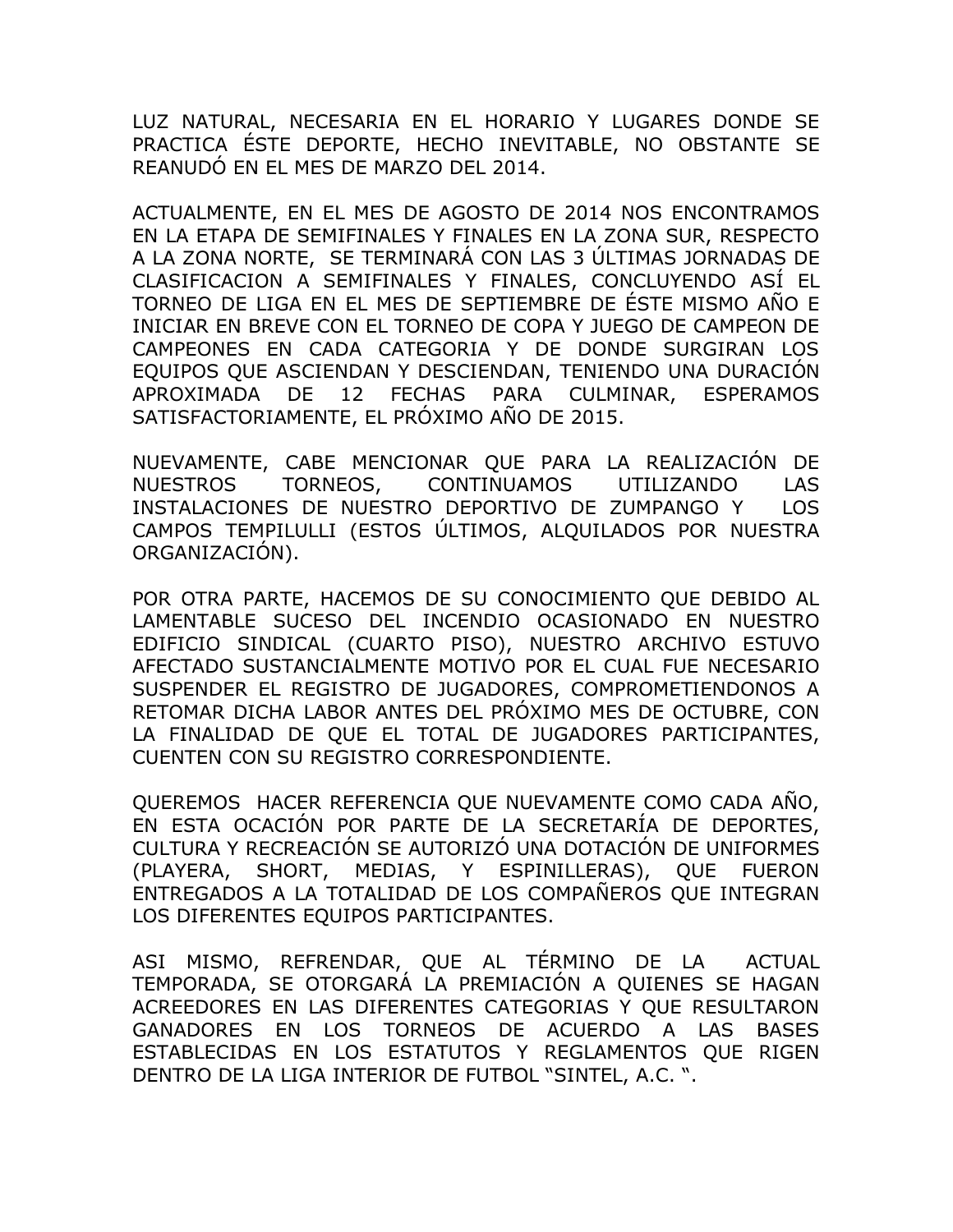LUZ NATURAL, NECESARIA EN EL HORARIO Y LUGARES DONDE SE PRACTICA ÉSTE DEPORTE, HECHO INEVITABLE, NO OBSTANTE SE REANUDÓ EN EL MES DE MARZO DEL 2014.

ACTUALMENTE, EN EL MES DE AGOSTO DE 2014 NOS ENCONTRAMOS EN LA ETAPA DE SEMIFINALES Y FINALES EN LA ZONA SUR, RESPECTO A LA ZONA NORTE, SE TERMINARÁ CON LAS 3 ÚLTIMAS JORNADAS DE CLASIFICACION A SEMIFINALES Y FINALES, CONCLUYENDO ASÍ EL TORNEO DE LIGA EN EL MES DE SEPTIEMBRE DE ÉSTE MISMO AÑO E INICIAR EN BREVE CON EL TORNEO DE COPA Y JUEGO DE CAMPEON DE CAMPEONES EN CADA CATEGORIA Y DE DONDE SURGIRAN LOS EQUIPOS QUE ASCIENDAN Y DESCIENDAN, TENIENDO UNA DURACIÓN APROXIMADA DE 12 FECHAS PARA CULMINAR, ESPERAMOS SATISFACTORIAMENTE, EL PRÓXIMO AÑO DE 2015.

NUEVAMENTE, CABE MENCIONAR QUE PARA LA REALIZACIÓN DE NUESTROS TORNEOS, CONTINUAMOS UTILIZANDO LAS INSTALACIONES DE NUESTRO DEPORTIVO DE ZUMPANGO Y LOS CAMPOS TEMPILULLI (ESTOS ÚLTIMOS, ALQUILADOS POR NUESTRA ORGANIZACIÓN).

POR OTRA PARTE, HACEMOS DE SU CONOCIMIENTO QUE DEBIDO AL LAMENTABLE SUCESO DEL INCENDIO OCASIONADO EN NUESTRO EDIFICIO SINDICAL (CUARTO PISO), NUESTRO ARCHIVO ESTUVO AFECTADO SUSTANCIALMENTE MOTIVO POR EL CUAL FUE NECESARIO SUSPENDER EL REGISTRO DE JUGADORES, COMPROMETIENDONOS A RETOMAR DICHA LABOR ANTES DEL PRÓXIMO MES DE OCTUBRE, CON LA FINALIDAD DE QUE EL TOTAL DE JUGADORES PARTICIPANTES, CUENTEN CON SU REGISTRO CORRESPONDIENTE.

QUEREMOS HACER REFERENCIA QUE NUEVAMENTE COMO CADA AÑO, EN ESTA OCACIÓN POR PARTE DE LA SECRETARÍA DE DEPORTES, CULTURA Y RECREACIÓN SE AUTORIZÓ UNA DOTACIÓN DE UNIFORMES (PLAYERA, SHORT, MEDIAS, Y ESPINILLERAS), QUE FUERON ENTREGADOS A LA TOTALIDAD DE LOS COMPAÑEROS QUE INTEGRAN LOS DIFERENTES EQUIPOS PARTICIPANTES.

ASI MISMO, REFRENDAR, QUE AL TÉRMINO DE LA ACTUAL TEMPORADA, SE OTORGARÁ LA PREMIACIÓN A QUIENES SE HAGAN ACREEDORES EN LAS DIFERENTES CATEGORIAS Y QUE RESULTARON GANADORES EN LOS TORNEOS DE ACUERDO A LAS BASES ESTABLECIDAS EN LOS ESTATUTOS Y REGLAMENTOS QUE RIGEN DENTRO DE LA LIGA INTERIOR DE FUTBOL "SINTEL, A.C. ".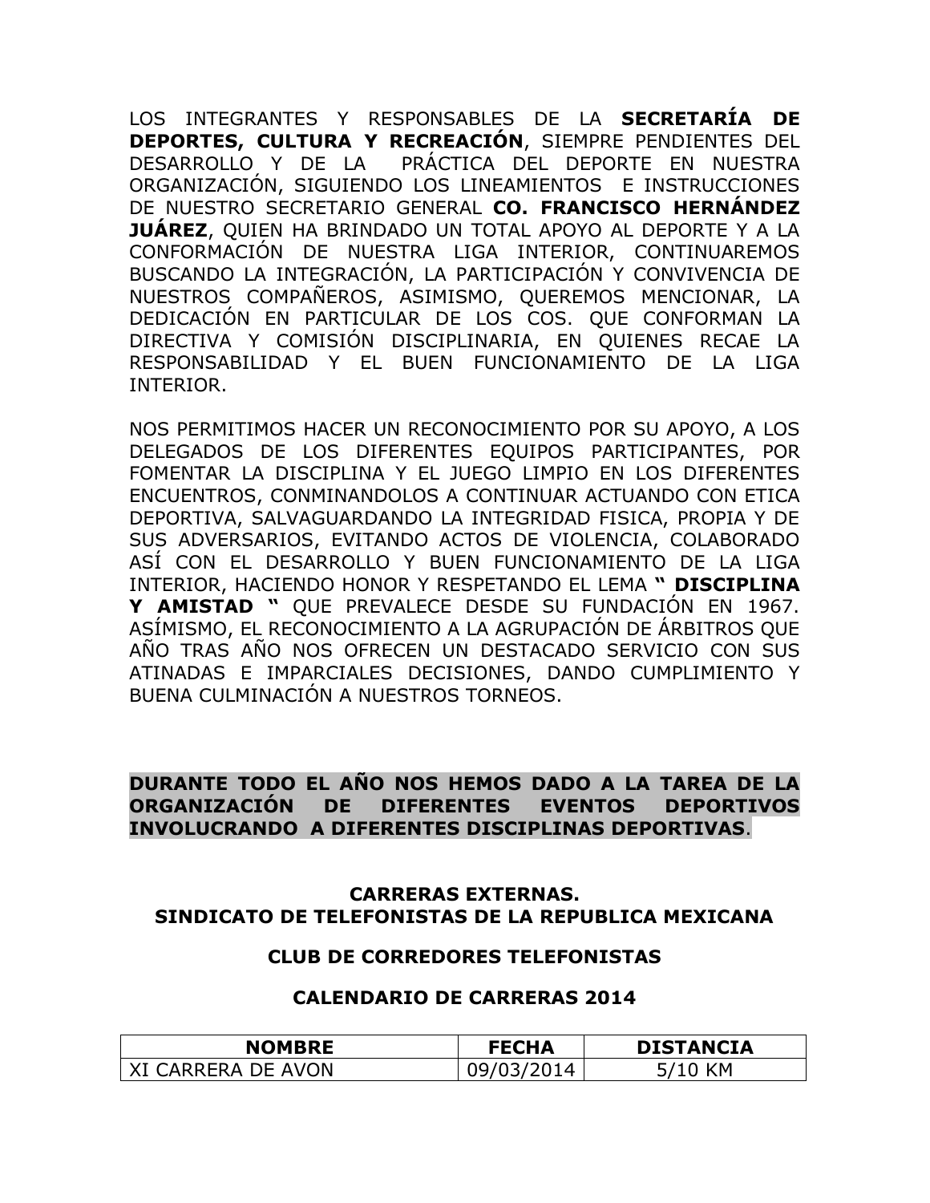LOS INTEGRANTES Y RESPONSABLES DE LA **SECRETARÍA DE DEPORTES, CULTURA Y RECREACIÓN**, SIEMPRE PENDIENTES DEL DESARROLLO Y DE LA PRÁCTICA DEL DEPORTE EN NUESTRA ORGANIZACIÓN, SIGUIENDO LOS LINEAMIENTOS E INSTRUCCIONES DE NUESTRO SECRETARIO GENERAL **CO. FRANCISCO HERNÁNDEZ JUÁREZ**, QUIEN HA BRINDADO UN TOTAL APOYO AL DEPORTE Y A LA CONFORMACIÓN DE NUESTRA LIGA INTERIOR, CONTINUAREMOS BUSCANDO LA INTEGRACIÓN, LA PARTICIPACIÓN Y CONVIVENCIA DE NUESTROS COMPAÑEROS, ASIMISMO, QUEREMOS MENCIONAR, LA DEDICACIÓN EN PARTICULAR DE LOS COS. QUE CONFORMAN LA DIRECTIVA Y COMISIÓN DISCIPLINARIA, EN QUIENES RECAE LA RESPONSABILIDAD Y EL BUEN FUNCIONAMIENTO DE LA LIGA INTERIOR.

NOS PERMITIMOS HACER UN RECONOCIMIENTO POR SU APOYO, A LOS DELEGADOS DE LOS DIFERENTES EQUIPOS PARTICIPANTES, POR FOMENTAR LA DISCIPLINA Y EL JUEGO LIMPIO EN LOS DIFERENTES ENCUENTROS, CONMINANDOLOS A CONTINUAR ACTUANDO CON ETICA DEPORTIVA, SALVAGUARDANDO LA INTEGRIDAD FISICA, PROPIA Y DE SUS ADVERSARIOS, EVITANDO ACTOS DE VIOLENCIA, COLABORADO ASÍ CON EL DESARROLLO Y BUEN FUNCIONAMIENTO DE LA LIGA INTERIOR, HACIENDO HONOR Y RESPETANDO EL LEMA **" DISCIPLINA Y AMISTAD "** QUE PREVALECE DESDE SU FUNDACIÓN EN 1967. ASÍMISMO, EL RECONOCIMIENTO A LA AGRUPACIÓN DE ÁRBITROS QUE AÑO TRAS AÑO NOS OFRECEN UN DESTACADO SERVICIO CON SUS ATINADAS E IMPARCIALES DECISIONES, DANDO CUMPLIMIENTO Y BUENA CULMINACIÓN A NUESTROS TORNEOS.

**DURANTE TODO EL AÑO NOS HEMOS DADO A LA TAREA DE LA ORGANIZACIÓN DE DIFERENTES EVENTOS DEPORTIVOS INVOLUCRANDO A DIFERENTES DISCIPLINAS DEPORTIVAS**.

**CARRERAS EXTERNAS.**
**SINDICATO DE TELEFONISTAS DE LA REPUBLICA MEXICANA**

**CLUB DE CORREDORES TELEFONISTAS**

**CALENDARIO DE CARRERAS 2014**

| NOMBRE | FECHA | DISTANCIA |
|---|---|---|
| XI CARRERA DE AVON | 09/03/2014 | 5/10 KM |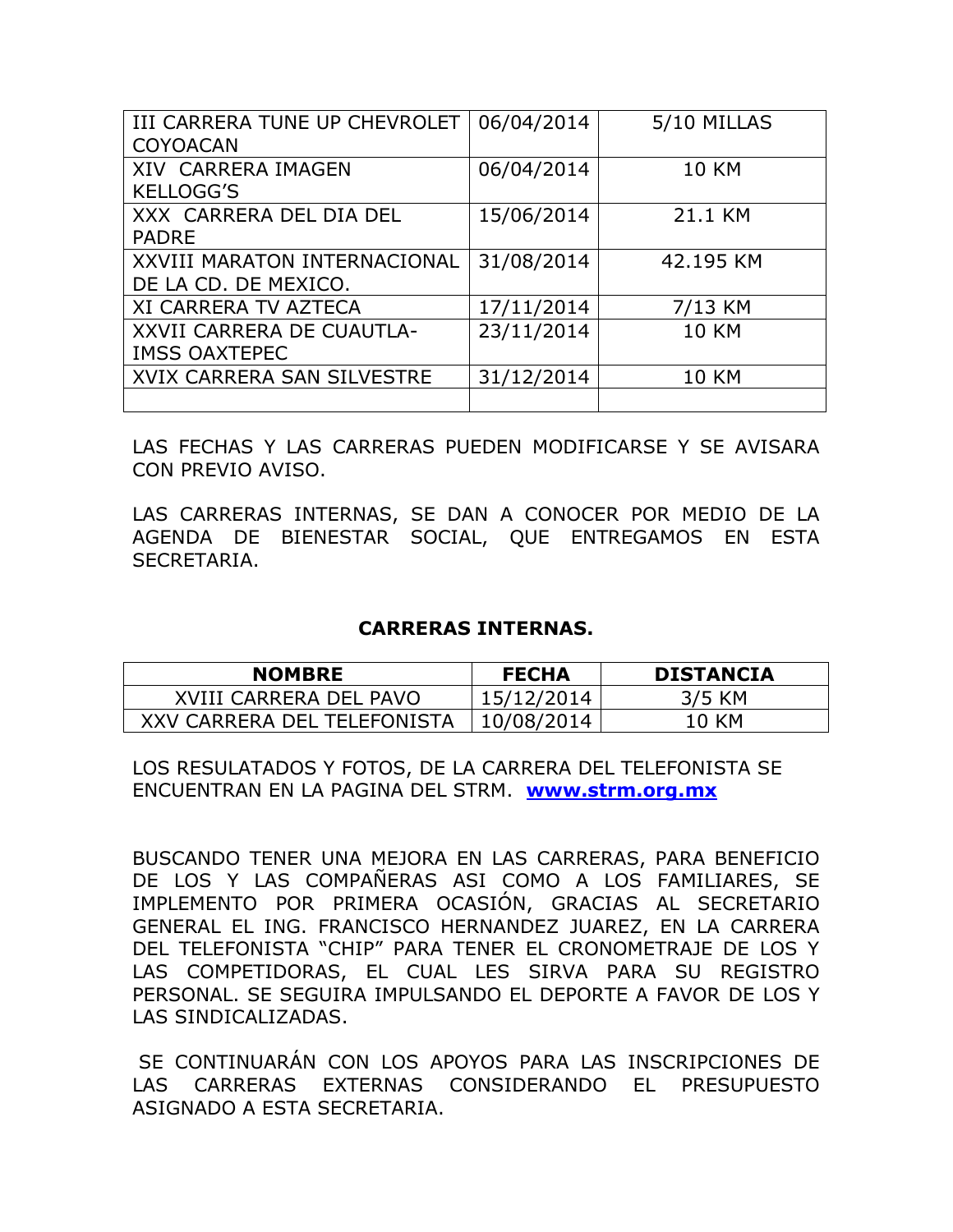| | | |
|---|---|---|
| III CARRERA TUNE UP CHEVROLET COYOACAN | 06/04/2014 | 5/10 MILLAS |
| XIV CARRERA IMAGEN KELLOGG'S | 06/04/2014 | 10 KM |
| XXX CARRERA DEL DIA DEL PADRE | 15/06/2014 | 21.1 KM |
| XXVIII MARATON INTERNACIONAL DE LA CD. DE MEXICO. | 31/08/2014 | 42.195 KM |
| XI CARRERA TV AZTECA | 17/11/2014 | 7/13 KM |
| XXVII CARRERA DE CUAUTLA-IMSS OAXTEPEC | 23/11/2014 | 10 KM |
| XVIX CARRERA SAN SILVESTRE | 31/12/2014 | 10 KM |
| | | |

LAS FECHAS Y LAS CARRERAS PUEDEN MODIFICARSE Y SE AVISARA CON PREVIO AVISO.

LAS CARRERAS INTERNAS, SE DAN A CONOCER POR MEDIO DE LA AGENDA DE BIENESTAR SOCIAL, QUE ENTREGAMOS EN ESTA SECRETARIA.

**CARRERAS INTERNAS.**

| NOMBRE | FECHA | DISTANCIA |
|---|---|---|
| XVIII CARRERA DEL PAVO | 15/12/2014 | 3/5 KM |
| XXV CARRERA DEL TELEFONISTA | 10/08/2014 | 10 KM |

LOS RESULATADOS Y FOTOS, DE LA CARRERA DEL TELEFONISTA SE ENCUENTRAN EN LA PAGINA DEL STRM. **www.strm.org.mx**

BUSCANDO TENER UNA MEJORA EN LAS CARRERAS, PARA BENEFICIO DE LOS Y LAS COMPAÑERAS ASI COMO A LOS FAMILIARES, SE IMPLEMENTO POR PRIMERA OCASIÓN, GRACIAS AL SECRETARIO GENERAL EL ING. FRANCISCO HERNANDEZ JUAREZ, EN LA CARRERA DEL TELEFONISTA "CHIP" PARA TENER EL CRONOMETRAJE DE LOS Y LAS COMPETIDORAS, EL CUAL LES SIRVA PARA SU REGISTRO PERSONAL. SE SEGUIRA IMPULSANDO EL DEPORTE A FAVOR DE LOS Y LAS SINDICALIZADAS.

SE CONTINUARÁN CON LOS APOYOS PARA LAS INSCRIPCIONES DE LAS CARRERAS EXTERNAS CONSIDERANDO EL PRESUPUESTO ASIGNADO A ESTA SECRETARIA.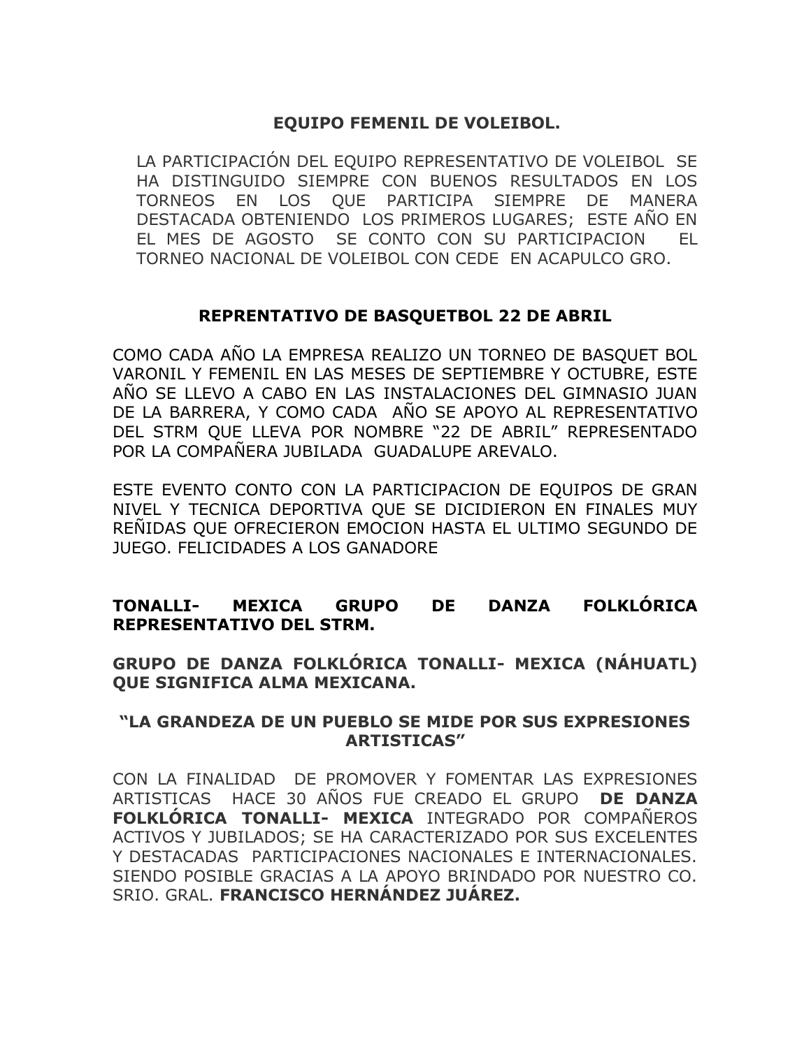## EQUIPO FEMENIL DE VOLEIBOL.

LA PARTICIPACIÓN DEL EQUIPO REPRESENTATIVO DE VOLEIBOL SE HA DISTINGUIDO SIEMPRE CON BUENOS RESULTADOS EN LOS TORNEOS EN LOS QUE PARTICIPA SIEMPRE DE MANERA DESTACADA OBTENIENDO LOS PRIMEROS LUGARES; ESTE AÑO EN EL MES DE AGOSTO SE CONTO CON SU PARTICIPACION EL TORNEO NACIONAL DE VOLEIBOL CON CEDE EN ACAPULCO GRO.

## REPRENTATIVO DE BASQUETBOL 22 DE ABRIL

COMO CADA AÑO LA EMPRESA REALIZO UN TORNEO DE BASQUET BOL VARONIL Y FEMENIL EN LAS MESES DE SEPTIEMBRE Y OCTUBRE, ESTE AÑO SE LLEVO A CABO EN LAS INSTALACIONES DEL GIMNASIO JUAN DE LA BARRERA, Y COMO CADA AÑO SE APOYO AL REPRESENTATIVO DEL STRM QUE LLEVA POR NOMBRE "22 DE ABRIL" REPRESENTADO POR LA COMPAÑERA JUBILADA GUADALUPE AREVALO.

ESTE EVENTO CONTO CON LA PARTICIPACION DE EQUIPOS DE GRAN NIVEL Y TECNICA DEPORTIVA QUE SE DICIDIERON EN FINALES MUY REÑIDAS QUE OFRECIERON EMOCION HASTA EL ULTIMO SEGUNDO DE JUEGO. FELICIDADES A LOS GANADORE

## TONALLI- MEXICA GRUPO DE DANZA FOLKLÓRICA REPRESENTATIVO DEL STRM.

**GRUPO DE DANZA FOLKLÓRICA TONALLI- MEXICA (NÁHUATL) QUE SIGNIFICA ALMA MEXICANA.**

**"LA GRANDEZA DE UN PUEBLO SE MIDE POR SUS EXPRESIONES ARTISTICAS"**

CON LA FINALIDAD DE PROMOVER Y FOMENTAR LAS EXPRESIONES ARTISTICAS HACE 30 AÑOS FUE CREADO EL GRUPO **DE DANZA FOLKLÓRICA TONALLI- MEXICA** INTEGRADO POR COMPAÑEROS ACTIVOS Y JUBILADOS; SE HA CARACTERIZADO POR SUS EXCELENTES Y DESTACADAS PARTICIPACIONES NACIONALES E INTERNACIONALES. SIENDO POSIBLE GRACIAS A LA APOYO BRINDADO POR NUESTRO CO. SRIO. GRAL. **FRANCISCO HERNÁNDEZ JUÁREZ.**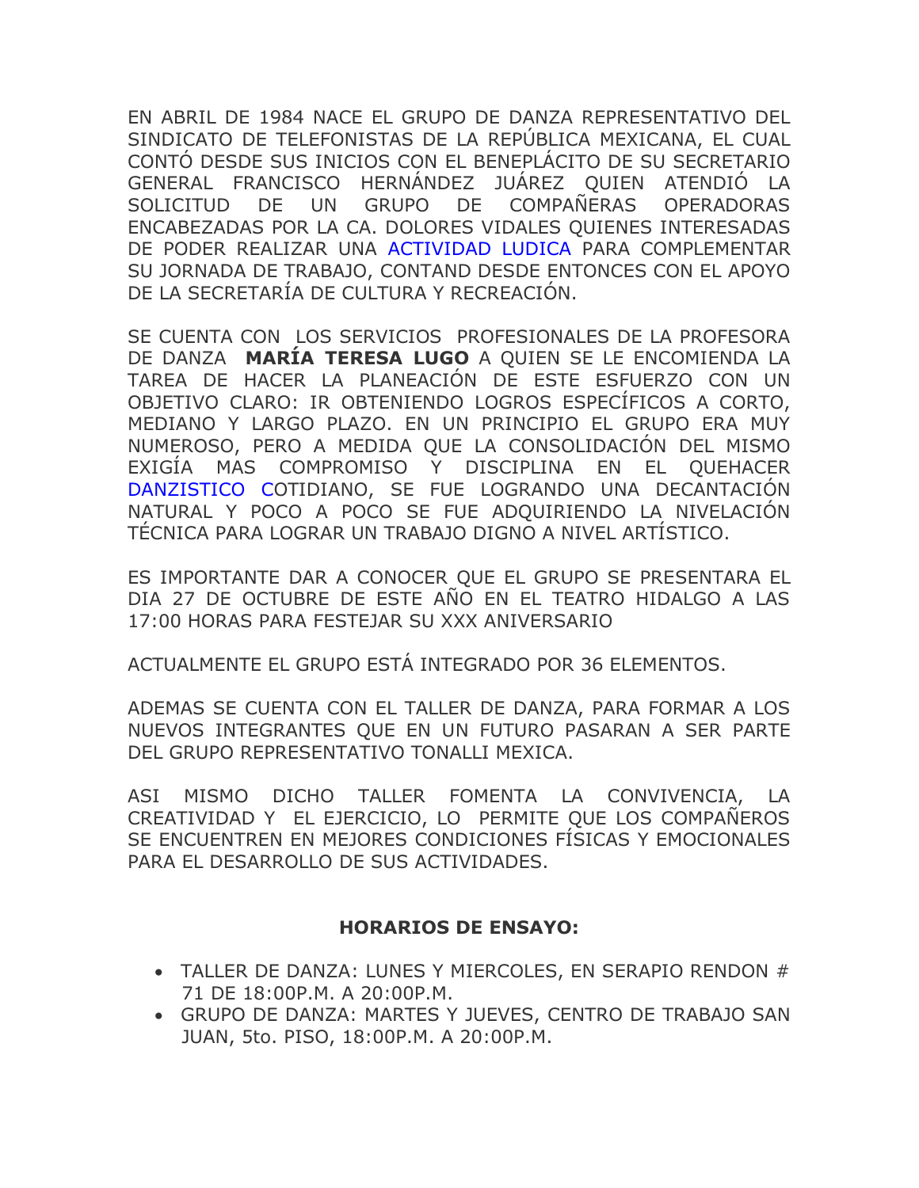EN ABRIL DE 1984 NACE EL GRUPO DE DANZA REPRESENTATIVO DEL SINDICATO DE TELEFONISTAS DE LA REPÚBLICA MEXICANA, EL CUAL CONTÓ DESDE SUS INICIOS CON EL BENEPLÁCITO DE SU SECRETARIO GENERAL FRANCISCO HERNÁNDEZ JUÁREZ QUIEN ATENDIÓ LA SOLICITUD DE UN GRUPO DE COMPAÑERAS OPERADORAS ENCABEZADAS POR LA CA. DOLORES VIDALES QUIENES INTERESADAS DE PODER REALIZAR UNA ACTIVIDAD LUDICA PARA COMPLEMENTAR SU JORNADA DE TRABAJO, CONTAND DESDE ENTONCES CON EL APOYO DE LA SECRETARÍA DE CULTURA Y RECREACIÓN.

SE CUENTA CON LOS SERVICIOS PROFESIONALES DE LA PROFESORA DE DANZA **MARÍA TERESA LUGO** A QUIEN SE LE ENCOMIENDA LA TAREA DE HACER LA PLANEACIÓN DE ESTE ESFUERZO CON UN OBJETIVO CLARO: IR OBTENIENDO LOGROS ESPECÍFICOS A CORTO, MEDIANO Y LARGO PLAZO. EN UN PRINCIPIO EL GRUPO ERA MUY NUMEROSO, PERO A MEDIDA QUE LA CONSOLIDACIÓN DEL MISMO EXIGÍA MAS COMPROMISO Y DISCIPLINA EN EL QUEHACER DANZISTICO COTIDIANO, SE FUE LOGRANDO UNA DECANTACIÓN NATURAL Y POCO A POCO SE FUE ADQUIRIENDO LA NIVELACIÓN TÉCNICA PARA LOGRAR UN TRABAJO DIGNO A NIVEL ARTÍSTICO.

ES IMPORTANTE DAR A CONOCER QUE EL GRUPO SE PRESENTARA EL DIA 27 DE OCTUBRE DE ESTE AÑO EN EL TEATRO HIDALGO A LAS 17:00 HORAS PARA FESTEJAR SU XXX ANIVERSARIO

ACTUALMENTE EL GRUPO ESTÁ INTEGRADO POR 36 ELEMENTOS.

ADEMAS SE CUENTA CON EL TALLER DE DANZA, PARA FORMAR A LOS NUEVOS INTEGRANTES QUE EN UN FUTURO PASARAN A SER PARTE DEL GRUPO REPRESENTATIVO TONALLI MEXICA.

ASI MISMO DICHO TALLER FOMENTA LA CONVIVENCIA, LA CREATIVIDAD Y EL EJERCICIO, LO PERMITE QUE LOS COMPAÑEROS SE ENCUENTREN EN MEJORES CONDICIONES FÍSICAS Y EMOCIONALES PARA EL DESARROLLO DE SUS ACTIVIDADES.

**HORARIOS DE ENSAYO:**

- TALLER DE DANZA: LUNES Y MIERCOLES, EN SERAPIO RENDON # 71 DE 18:00P.M. A 20:00P.M.
- GRUPO DE DANZA: MARTES Y JUEVES, CENTRO DE TRABAJO SAN JUAN, 5to. PISO, 18:00P.M. A 20:00P.M.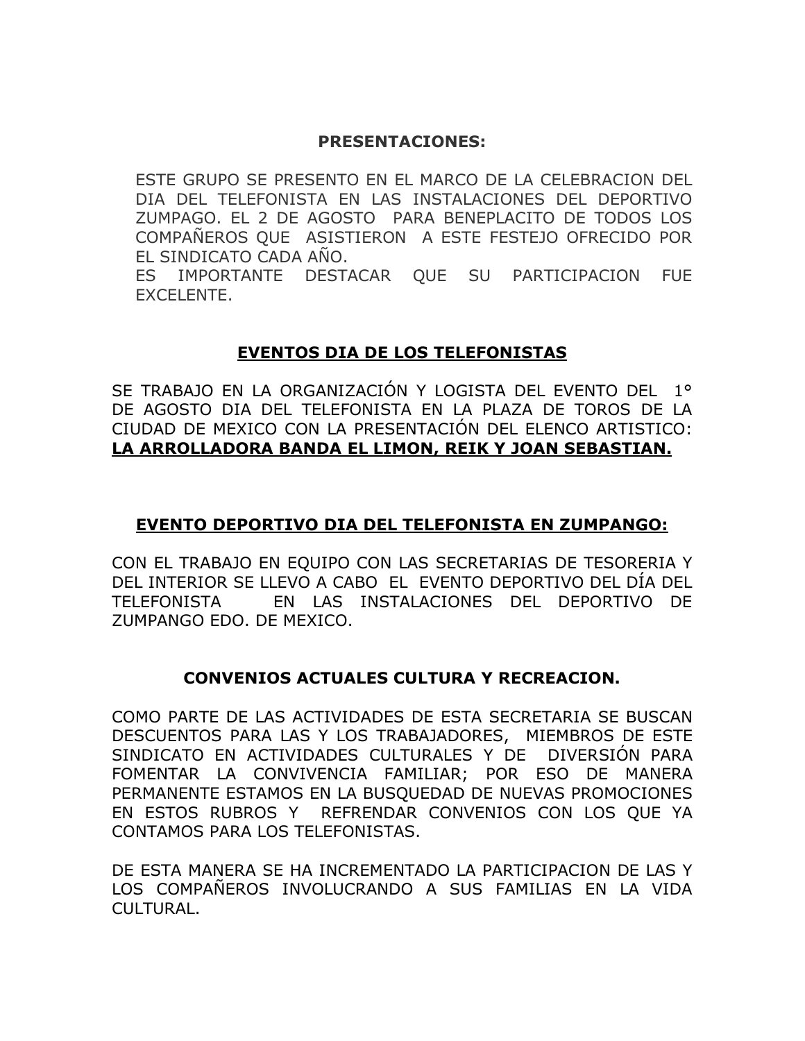**PRESENTACIONES:**

ESTE GRUPO SE PRESENTO EN EL MARCO DE LA CELEBRACION DEL DIA DEL TELEFONISTA EN LAS INSTALACIONES DEL DEPORTIVO ZUMPAGO. EL 2 DE AGOSTO PARA BENEPLACITO DE TODOS LOS COMPAÑEROS QUE ASISTIERON A ESTE FESTEJO OFRECIDO POR EL SINDICATO CADA AÑO.
ES IMPORTANTE DESTACAR QUE SU PARTICIPACION FUE EXCELENTE.

**EVENTOS DIA DE LOS TELEFONISTAS**

SE TRABAJO EN LA ORGANIZACIÓN Y LOGISTA DEL EVENTO DEL 1° DE AGOSTO DIA DEL TELEFONISTA EN LA PLAZA DE TOROS DE LA CIUDAD DE MEXICO CON LA PRESENTACIÓN DEL ELENCO ARTISTICO: **LA ARROLLADORA BANDA EL LIMON, REIK Y JOAN SEBASTIAN.**

**EVENTO DEPORTIVO DIA DEL TELEFONISTA EN ZUMPANGO:**

CON EL TRABAJO EN EQUIPO CON LAS SECRETARIAS DE TESORERIA Y DEL INTERIOR SE LLEVO A CABO EL EVENTO DEPORTIVO DEL DÍA DEL TELEFONISTA EN LAS INSTALACIONES DEL DEPORTIVO DE ZUMPANGO EDO. DE MEXICO.

**CONVENIOS ACTUALES CULTURA Y RECREACION.**

COMO PARTE DE LAS ACTIVIDADES DE ESTA SECRETARIA SE BUSCAN DESCUENTOS PARA LAS Y LOS TRABAJADORES, MIEMBROS DE ESTE SINDICATO EN ACTIVIDADES CULTURALES Y DE DIVERSIÓN PARA FOMENTAR LA CONVIVENCIA FAMILIAR; POR ESO DE MANERA PERMANENTE ESTAMOS EN LA BUSQUEDAD DE NUEVAS PROMOCIONES EN ESTOS RUBROS Y REFRENDAR CONVENIOS CON LOS QUE YA CONTAMOS PARA LOS TELEFONISTAS.

DE ESTA MANERA SE HA INCREMENTADO LA PARTICIPACION DE LAS Y LOS COMPAÑEROS INVOLUCRANDO A SUS FAMILIAS EN LA VIDA CULTURAL.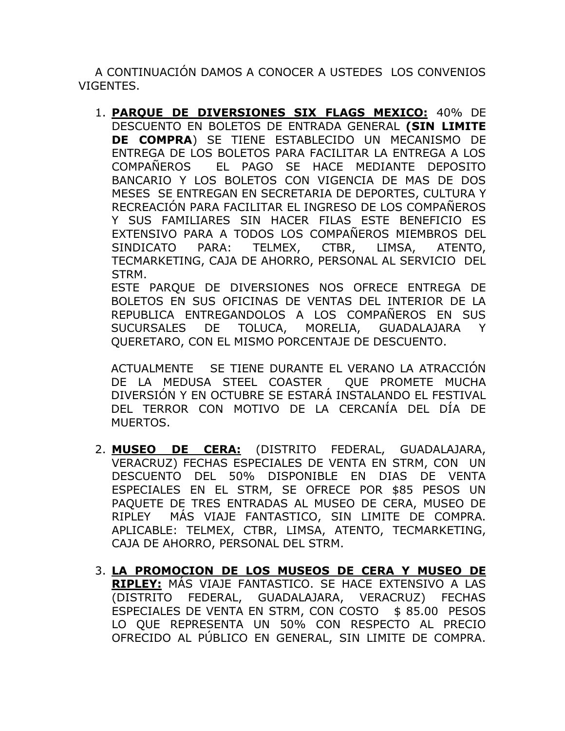A CONTINUACIÓN DAMOS A CONOCER A USTEDES LOS CONVENIOS VIGENTES.

1. **PARQUE DE DIVERSIONES SIX FLAGS MEXICO:** 40% DE DESCUENTO EN BOLETOS DE ENTRADA GENERAL **(SIN LIMITE DE COMPRA**) SE TIENE ESTABLECIDO UN MECANISMO DE ENTREGA DE LOS BOLETOS PARA FACILITAR LA ENTREGA A LOS COMPAÑEROS EL PAGO SE HACE MEDIANTE DEPOSITO BANCARIO Y LOS BOLETOS CON VIGENCIA DE MAS DE DOS MESES SE ENTREGAN EN SECRETARIA DE DEPORTES, CULTURA Y RECREACIÓN PARA FACILITAR EL INGRESO DE LOS COMPAÑEROS Y SUS FAMILIARES SIN HACER FILAS ESTE BENEFICIO ES EXTENSIVO PARA A TODOS LOS COMPAÑEROS MIEMBROS DEL SINDICATO PARA: TELMEX, CTBR, LIMSA, ATENTO, TECMARKETING, CAJA DE AHORRO, PERSONAL AL SERVICIO DEL STRM.
   ESTE PARQUE DE DIVERSIONES NOS OFRECE ENTREGA DE BOLETOS EN SUS OFICINAS DE VENTAS DEL INTERIOR DE LA REPUBLICA ENTREGANDOLOS A LOS COMPAÑEROS EN SUS SUCURSALES DE TOLUCA, MORELIA, GUADALAJARA Y QUERETARO, CON EL MISMO PORCENTAJE DE DESCUENTO.

   ACTUALMENTE SE TIENE DURANTE EL VERANO LA ATRACCIÓN DE LA MEDUSA STEEL COASTER QUE PROMETE MUCHA DIVERSIÓN Y EN OCTUBRE SE ESTARÁ INSTALANDO EL FESTIVAL DEL TERROR CON MOTIVO DE LA CERCANÍA DEL DÍA DE MUERTOS.

2. **MUSEO DE CERA:** (DISTRITO FEDERAL, GUADALAJARA, VERACRUZ) FECHAS ESPECIALES DE VENTA EN STRM, CON UN DESCUENTO DEL 50% DISPONIBLE EN DIAS DE VENTA ESPECIALES EN EL STRM, SE OFRECE POR $85 PESOS UN PAQUETE DE TRES ENTRADAS AL MUSEO DE CERA, MUSEO DE RIPLEY MÁS VIAJE FANTASTICO, SIN LIMITE DE COMPRA. APLICABLE: TELMEX, CTBR, LIMSA, ATENTO, TECMARKETING, CAJA DE AHORRO, PERSONAL DEL STRM.

3. **LA PROMOCION DE LOS MUSEOS DE CERA Y MUSEO DE RIPLEY:** MÁS VIAJE FANTASTICO. SE HACE EXTENSIVO A LAS (DISTRITO FEDERAL, GUADALAJARA, VERACRUZ) FECHAS ESPECIALES DE VENTA EN STRM, CON COSTO $ 85.00 PESOS LO QUE REPRESENTA UN 50% CON RESPECTO AL PRECIO OFRECIDO AL PÚBLICO EN GENERAL, SIN LIMITE DE COMPRA.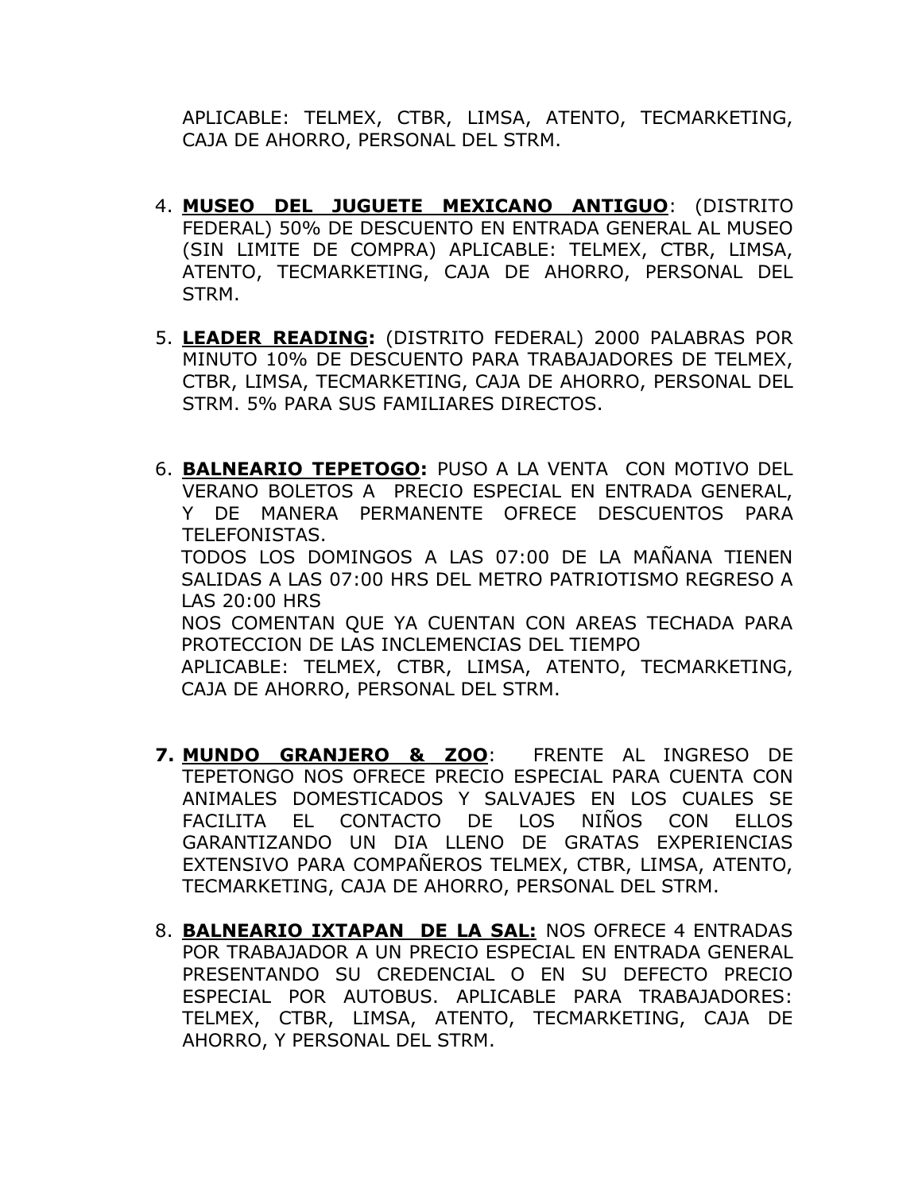APLICABLE: TELMEX, CTBR, LIMSA, ATENTO, TECMARKETING, CAJA DE AHORRO, PERSONAL DEL STRM.

4. **MUSEO DEL JUGUETE MEXICANO ANTIGUO**: (DISTRITO FEDERAL) 50% DE DESCUENTO EN ENTRADA GENERAL AL MUSEO (SIN LIMITE DE COMPRA) APLICABLE: TELMEX, CTBR, LIMSA, ATENTO, TECMARKETING, CAJA DE AHORRO, PERSONAL DEL STRM.

5. **LEADER READING:** (DISTRITO FEDERAL) 2000 PALABRAS POR MINUTO 10% DE DESCUENTO PARA TRABAJADORES DE TELMEX, CTBR, LIMSA, TECMARKETING, CAJA DE AHORRO, PERSONAL DEL STRM. 5% PARA SUS FAMILIARES DIRECTOS.

6. **BALNEARIO TEPETOGO:** PUSO A LA VENTA CON MOTIVO DEL VERANO BOLETOS A PRECIO ESPECIAL EN ENTRADA GENERAL, Y DE MANERA PERMANENTE OFRECE DESCUENTOS PARA TELEFONISTAS.
   TODOS LOS DOMINGOS A LAS 07:00 DE LA MAÑANA TIENEN SALIDAS A LAS 07:00 HRS DEL METRO PATRIOTISMO REGRESO A LAS 20:00 HRS
   NOS COMENTAN QUE YA CUENTAN CON AREAS TECHADA PARA PROTECCION DE LAS INCLEMENCIAS DEL TIEMPO
   APLICABLE: TELMEX, CTBR, LIMSA, ATENTO, TECMARKETING, CAJA DE AHORRO, PERSONAL DEL STRM.

7. **MUNDO GRANJERO & ZOO**: FRENTE AL INGRESO DE TEPETONGO NOS OFRECE PRECIO ESPECIAL PARA CUENTA CON ANIMALES DOMESTICADOS Y SALVAJES EN LOS CUALES SE FACILITA EL CONTACTO DE LOS NIÑOS CON ELLOS GARANTIZANDO UN DIA LLENO DE GRATAS EXPERIENCIAS EXTENSIVO PARA COMPAÑEROS TELMEX, CTBR, LIMSA, ATENTO, TECMARKETING, CAJA DE AHORRO, PERSONAL DEL STRM.

8. **BALNEARIO IXTAPAN DE LA SAL:** NOS OFRECE 4 ENTRADAS POR TRABAJADOR A UN PRECIO ESPECIAL EN ENTRADA GENERAL PRESENTANDO SU CREDENCIAL O EN SU DEFECTO PRECIO ESPECIAL POR AUTOBUS. APLICABLE PARA TRABAJADORES: TELMEX, CTBR, LIMSA, ATENTO, TECMARKETING, CAJA DE AHORRO, Y PERSONAL DEL STRM.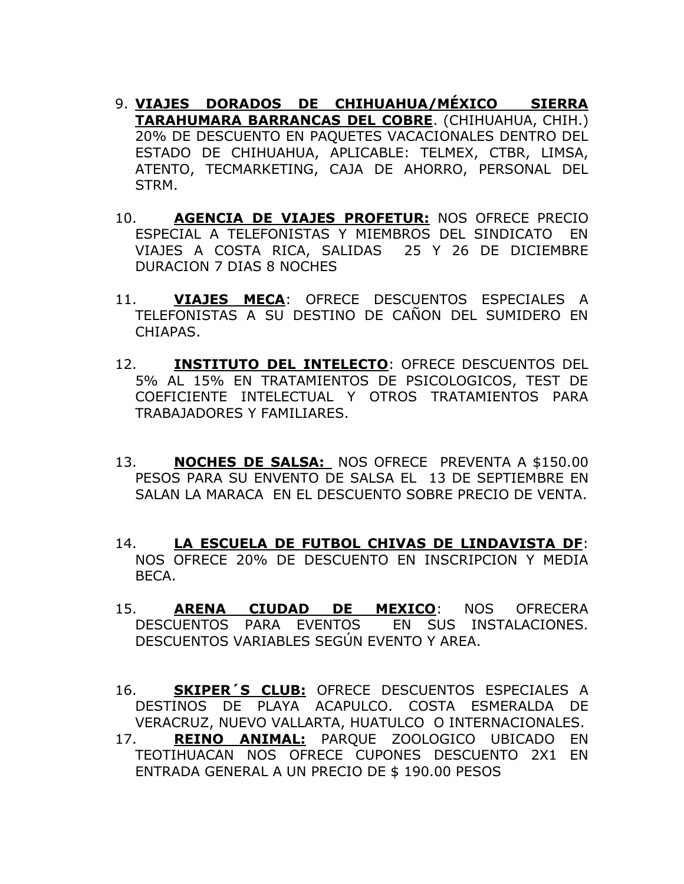9. **VIAJES DORADOS DE CHIHUAHUA/MÉXICO SIERRA TARAHUMARA BARRANCAS DEL COBRE**. (CHIHUAHUA, CHIH.) 20% DE DESCUENTO EN PAQUETES VACACIONALES DENTRO DEL ESTADO DE CHIHUAHUA, APLICABLE: TELMEX, CTBR, LIMSA, ATENTO, TECMARKETING, CAJA DE AHORRO, PERSONAL DEL STRM.

10. **AGENCIA DE VIAJES PROFETUR:** NOS OFRECE PRECIO ESPECIAL A TELEFONISTAS Y MIEMBROS DEL SINDICATO EN VIAJES A COSTA RICA, SALIDAS 25 Y 26 DE DICIEMBRE DURACION 7 DIAS 8 NOCHES

11. **VIAJES MECA**: OFRECE DESCUENTOS ESPECIALES A TELEFONISTAS A SU DESTINO DE CAÑON DEL SUMIDERO EN CHIAPAS.

12. **INSTITUTO DEL INTELECTO**: OFRECE DESCUENTOS DEL 5% AL 15% EN TRATAMIENTOS DE PSICOLOGICOS, TEST DE COEFICIENTE INTELECTUAL Y OTROS TRATAMIENTOS PARA TRABAJADORES Y FAMILIARES.

13. **NOCHES DE SALSA:** NOS OFRECE PREVENTA A $150.00 PESOS PARA SU ENVENTO DE SALSA EL 13 DE SEPTIEMBRE EN SALAN LA MARACA EN EL DESCUENTO SOBRE PRECIO DE VENTA.

14. **LA ESCUELA DE FUTBOL CHIVAS DE LINDAVISTA DF**: NOS OFRECE 20% DE DESCUENTO EN INSCRIPCION Y MEDIA BECA.

15. **ARENA CIUDAD DE MEXICO**: NOS OFRECERA DESCUENTOS PARA EVENTOS EN SUS INSTALACIONES. DESCUENTOS VARIABLES SEGÚN EVENTO Y AREA.

16. **SKIPER´S CLUB:** OFRECE DESCUENTOS ESPECIALES A DESTINOS DE PLAYA ACAPULCO. COSTA ESMERALDA DE VERACRUZ, NUEVO VALLARTA, HUATULCO O INTERNACIONALES.

17. **REINO ANIMAL:** PARQUE ZOOLOGICO UBICADO EN TEOTIHUACAN NOS OFRECE CUPONES DESCUENTO 2X1 EN ENTRADA GENERAL A UN PRECIO DE $ 190.00 PESOS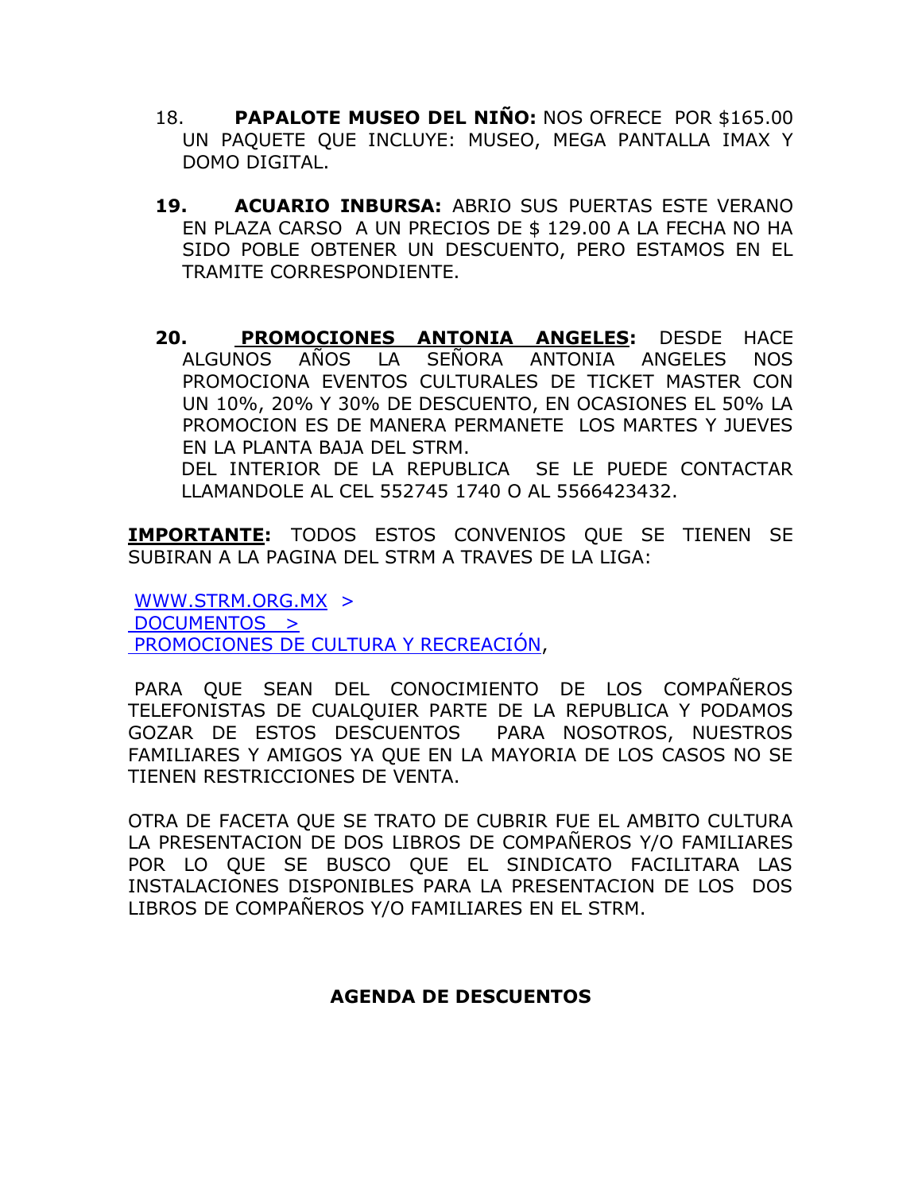18. **PAPALOTE MUSEO DEL NIÑO:** NOS OFRECE POR $165.00 UN PAQUETE QUE INCLUYE: MUSEO, MEGA PANTALLA IMAX Y DOMO DIGITAL.

19. **ACUARIO INBURSA:** ABRIO SUS PUERTAS ESTE VERANO EN PLAZA CARSO A UN PRECIOS DE $ 129.00 A LA FECHA NO HA SIDO POBLE OBTENER UN DESCUENTO, PERO ESTAMOS EN EL TRAMITE CORRESPONDIENTE.

20. **<u>PROMOCIONES ANTONIA ANGELES</u>:** DESDE HACE ALGUNOS AÑOS LA SEÑORA ANTONIA ANGELES NOS PROMOCIONA EVENTOS CULTURALES DE TICKET MASTER CON UN 10%, 20% Y 30% DE DESCUENTO, EN OCASIONES EL 50% LA PROMOCION ES DE MANERA PERMANETE LOS MARTES Y JUEVES EN LA PLANTA BAJA DEL STRM.
DEL INTERIOR DE LA REPUBLICA SE LE PUEDE CONTACTAR LLAMANDOLE AL CEL 552745 1740 O AL 5566423432.

**<u>IMPORTANTE</u>:** TODOS ESTOS CONVENIOS QUE SE TIENEN SE SUBIRAN A LA PAGINA DEL STRM A TRAVES DE LA LIGA:

WWW.STRM.ORG.MX >
DOCUMENTOS >
PROMOCIONES DE CULTURA Y RECREACIÓN,

PARA QUE SEAN DEL CONOCIMIENTO DE LOS COMPAÑEROS TELEFONISTAS DE CUALQUIER PARTE DE LA REPUBLICA Y PODAMOS GOZAR DE ESTOS DESCUENTOS PARA NOSOTROS, NUESTROS FAMILIARES Y AMIGOS YA QUE EN LA MAYORIA DE LOS CASOS NO SE TIENEN RESTRICCIONES DE VENTA.

OTRA DE FACETA QUE SE TRATO DE CUBRIR FUE EL AMBITO CULTURA LA PRESENTACION DE DOS LIBROS DE COMPAÑEROS Y/O FAMILIARES POR LO QUE SE BUSCO QUE EL SINDICATO FACILITARA LAS INSTALACIONES DISPONIBLES PARA LA PRESENTACION DE LOS DOS LIBROS DE COMPAÑEROS Y/O FAMILIARES EN EL STRM.

## AGENDA DE DESCUENTOS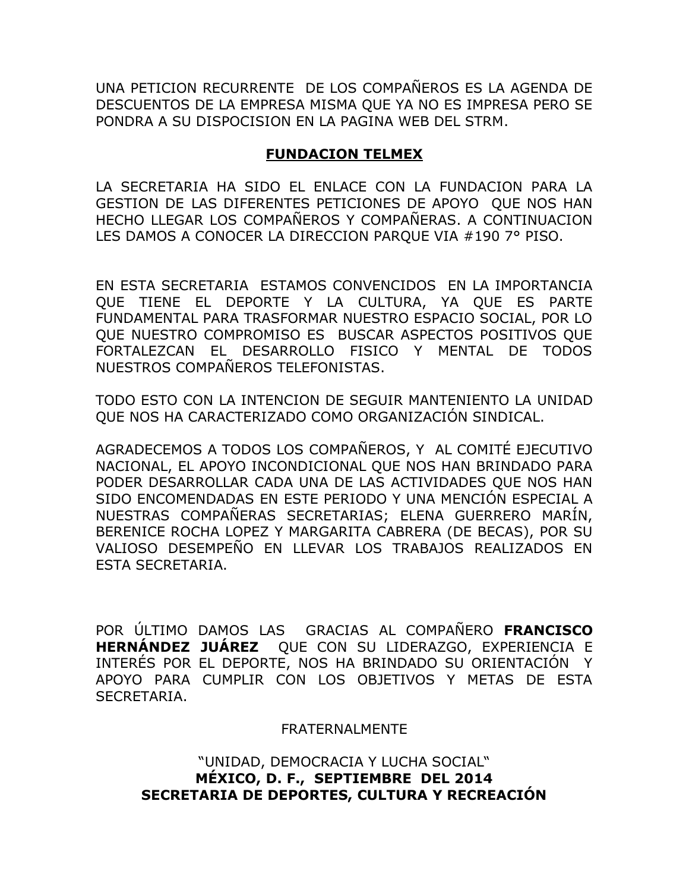UNA PETICION RECURRENTE DE LOS COMPAÑEROS ES LA AGENDA DE DESCUENTOS DE LA EMPRESA MISMA QUE YA NO ES IMPRESA PERO SE PONDRA A SU DISPOCISION EN LA PAGINA WEB DEL STRM.

## FUNDACION TELMEX

LA SECRETARIA HA SIDO EL ENLACE CON LA FUNDACION PARA LA GESTION DE LAS DIFERENTES PETICIONES DE APOYO QUE NOS HAN HECHO LLEGAR LOS COMPAÑEROS Y COMPAÑERAS. A CONTINUACION LES DAMOS A CONOCER LA DIRECCION PARQUE VIA #190 7° PISO.

EN ESTA SECRETARIA ESTAMOS CONVENCIDOS EN LA IMPORTANCIA QUE TIENE EL DEPORTE Y LA CULTURA, YA QUE ES PARTE FUNDAMENTAL PARA TRASFORMAR NUESTRO ESPACIO SOCIAL, POR LO QUE NUESTRO COMPROMISO ES BUSCAR ASPECTOS POSITIVOS QUE FORTALEZCAN EL DESARROLLO FISICO Y MENTAL DE TODOS NUESTROS COMPAÑEROS TELEFONISTAS.

TODO ESTO CON LA INTENCION DE SEGUIR MANTENIENTO LA UNIDAD QUE NOS HA CARACTERIZADO COMO ORGANIZACIÓN SINDICAL.

AGRADECEMOS A TODOS LOS COMPAÑEROS, Y AL COMITÉ EJECUTIVO NACIONAL, EL APOYO INCONDICIONAL QUE NOS HAN BRINDADO PARA PODER DESARROLLAR CADA UNA DE LAS ACTIVIDADES QUE NOS HAN SIDO ENCOMENDADAS EN ESTE PERIODO Y UNA MENCIÓN ESPECIAL A NUESTRAS COMPAÑERAS SECRETARIAS; ELENA GUERRERO MARÍN, BERENICE ROCHA LOPEZ Y MARGARITA CABRERA (DE BECAS), POR SU VALIOSO DESEMPEÑO EN LLEVAR LOS TRABAJOS REALIZADOS EN ESTA SECRETARIA.

POR ÚLTIMO DAMOS LAS GRACIAS AL COMPAÑERO **FRANCISCO HERNÁNDEZ JUÁREZ** QUE CON SU LIDERAZGO, EXPERIENCIA E INTERÉS POR EL DEPORTE, NOS HA BRINDADO SU ORIENTACIÓN Y APOYO PARA CUMPLIR CON LOS OBJETIVOS Y METAS DE ESTA SECRETARIA.

FRATERNALMENTE

"UNIDAD, DEMOCRACIA Y LUCHA SOCIAL"
**MÉXICO, D. F., SEPTIEMBRE DEL 2014**
**SECRETARIA DE DEPORTES, CULTURA Y RECREACIÓN**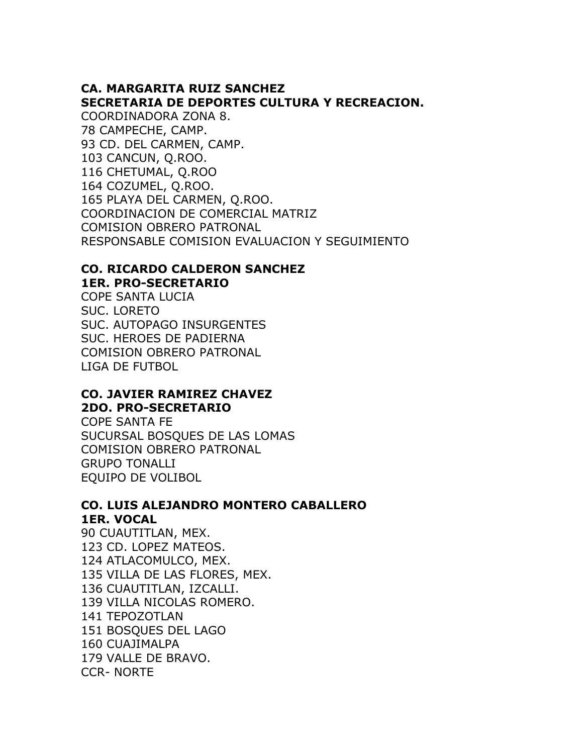**CA. MARGARITA RUIZ SANCHEZ**
**SECRETARIA DE DEPORTES CULTURA Y RECREACION.**
COORDINADORA ZONA 8.
78 CAMPECHE, CAMP.
93 CD. DEL CARMEN, CAMP.
103 CANCUN, Q.ROO.
116 CHETUMAL, Q.ROO
164 COZUMEL, Q.ROO.
165 PLAYA DEL CARMEN, Q.ROO.
COORDINACION DE COMERCIAL MATRIZ
COMISION OBRERO PATRONAL
RESPONSABLE COMISION EVALUACION Y SEGUIMIENTO

**CO. RICARDO CALDERON SANCHEZ**
**1ER. PRO-SECRETARIO**
COPE SANTA LUCIA
SUC. LORETO
SUC. AUTOPAGO INSURGENTES
SUC. HEROES DE PADIERNA
COMISION OBRERO PATRONAL
LIGA DE FUTBOL

**CO. JAVIER RAMIREZ CHAVEZ**
**2DO. PRO-SECRETARIO**
COPE SANTA FE
SUCURSAL BOSQUES DE LAS LOMAS
COMISION OBRERO PATRONAL
GRUPO TONALLI
EQUIPO DE VOLIBOL

**CO. LUIS ALEJANDRO MONTERO CABALLERO**
**1ER. VOCAL**
90 CUAUTITLAN, MEX.
123 CD. LOPEZ MATEOS.
124 ATLACOMULCO, MEX.
135 VILLA DE LAS FLORES, MEX.
136 CUAUTITLAN, IZCALLI.
139 VILLA NICOLAS ROMERO.
141 TEPOZOTLAN
151 BOSQUES DEL LAGO
160 CUAJIMALPA
179 VALLE DE BRAVO.
CCR- NORTE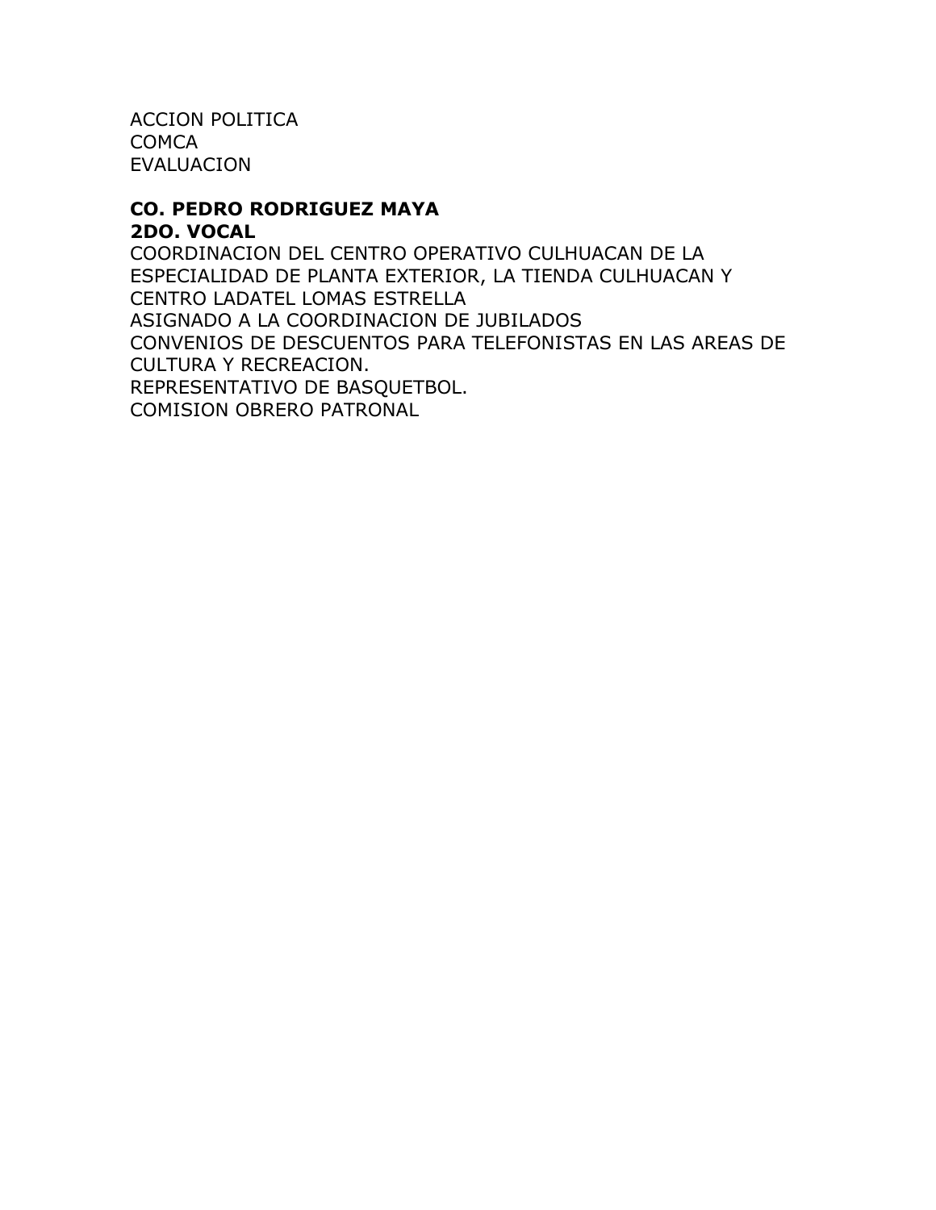ACCION POLITICA
COMCA
EVALUACION

**CO. PEDRO RODRIGUEZ MAYA**
**2DO. VOCAL**
COORDINACION DEL CENTRO OPERATIVO CULHUACAN DE LA ESPECIALIDAD DE PLANTA EXTERIOR, LA TIENDA CULHUACAN Y CENTRO LADATEL LOMAS ESTRELLA
ASIGNADO A LA COORDINACION DE JUBILADOS
CONVENIOS DE DESCUENTOS PARA TELEFONISTAS EN LAS AREAS DE CULTURA Y RECREACION.
REPRESENTATIVO DE BASQUETBOL.
COMISION OBRERO PATRONAL